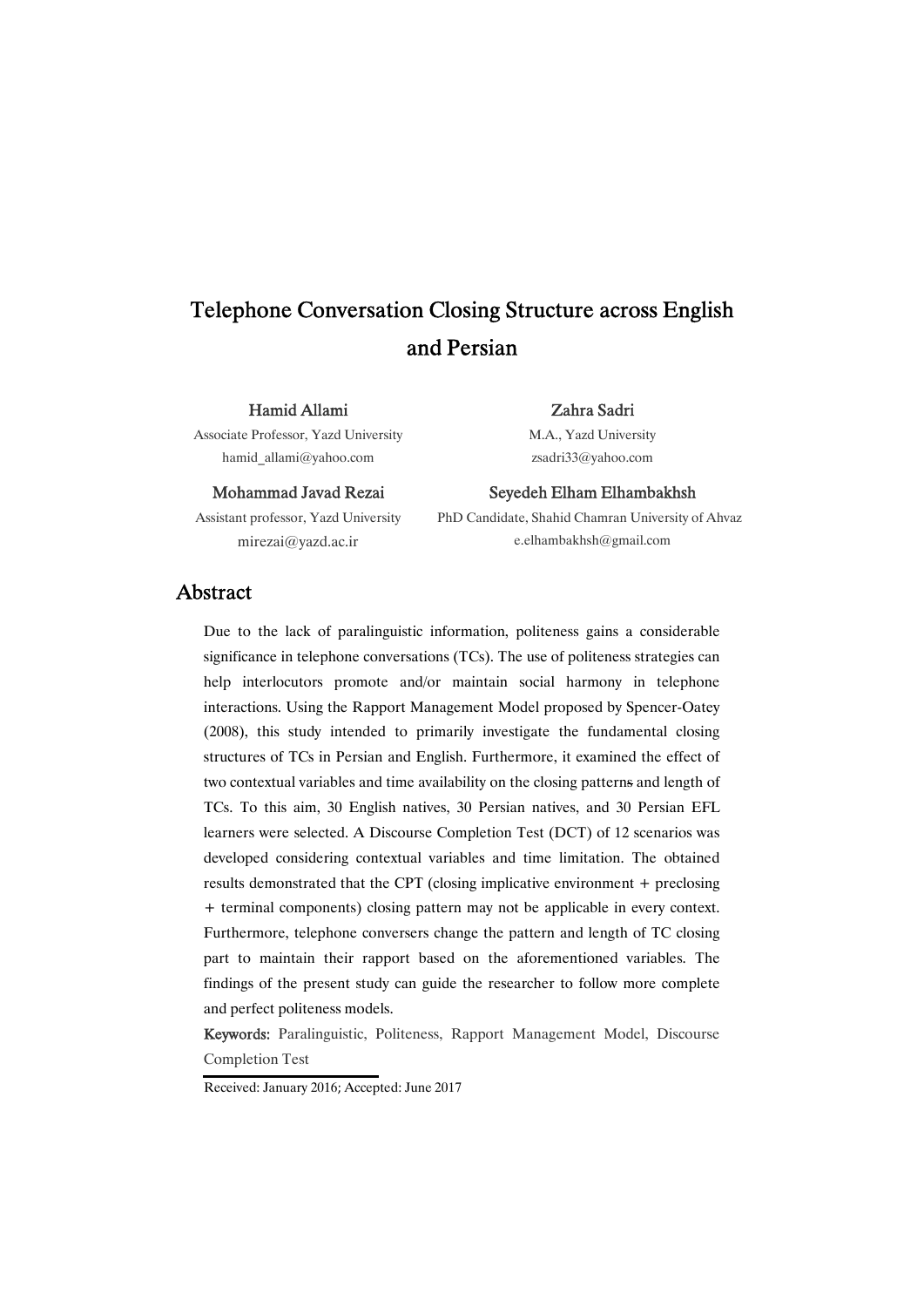# Telephone Conversation Closing Structure across English and Persian

**Hamid Allami**
Associate Professor, Yazd University
hamid_allami@yahoo.com

**Zahra Sadri**
M.A., Yazd University
zsadri33@yahoo.com

**Mohammad Javad Rezai**
Assistant professor, Yazd University
mirezai@yazd.ac.ir

**Seyedeh Elham Elhambakhsh**
PhD Candidate, Shahid Chamran University of Ahvaz
e.elhambakhsh@gmail.com

## Abstract

Due to the lack of paralinguistic information, politeness gains a considerable significance in telephone conversations (TCs). The use of politeness strategies can help interlocutors promote and/or maintain social harmony in telephone interactions. Using the Rapport Management Model proposed by Spencer-Oatey (2008), this study intended to primarily investigate the fundamental closing structures of TCs in Persian and English. Furthermore, it examined the effect of two contextual variables and time availability on the closing patterns and length of TCs. To this aim, 30 English natives, 30 Persian natives, and 30 Persian EFL learners were selected. A Discourse Completion Test (DCT) of 12 scenarios was developed considering contextual variables and time limitation. The obtained results demonstrated that the CPT (closing implicative environment + preclosing + terminal components) closing pattern may not be applicable in every context. Furthermore, telephone conversers change the pattern and length of TC closing part to maintain their rapport based on the aforementioned variables. The findings of the present study can guide the researcher to follow more complete and perfect politeness models.

**Keywords:** Paralinguistic, Politeness, Rapport Management Model, Discourse Completion Test

Received: January 2016; Accepted: June 2017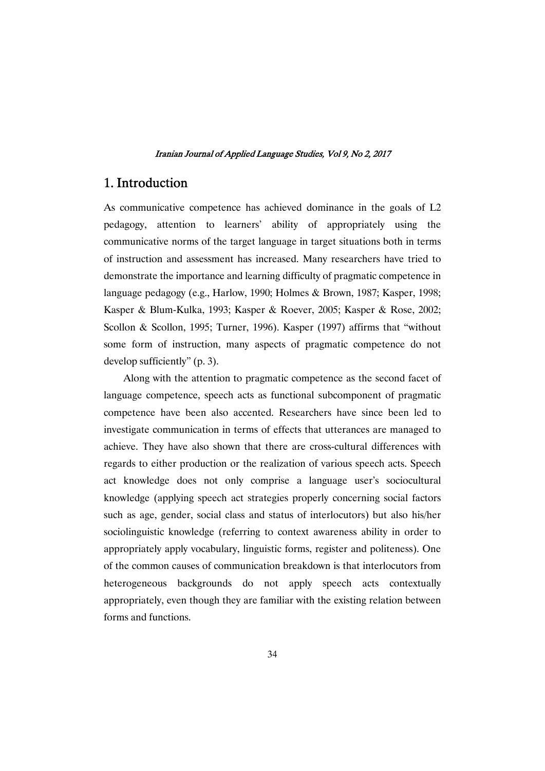# 1. Introduction

As communicative competence has achieved dominance in the goals of L2 pedagogy, attention to learners' ability of appropriately using the communicative norms of the target language in target situations both in terms of instruction and assessment has increased. Many researchers have tried to demonstrate the importance and learning difficulty of pragmatic competence in language pedagogy (e.g., Harlow, 1990; Holmes & Brown, 1987; Kasper, 1998; Kasper & Blum-Kulka, 1993; Kasper & Roever, 2005; Kasper & Rose, 2002; Scollon & Scollon, 1995; Turner, 1996). Kasper (1997) affirms that "without some form of instruction, many aspects of pragmatic competence do not develop sufficiently" (p. 3).

Along with the attention to pragmatic competence as the second facet of language competence, speech acts as functional subcomponent of pragmatic competence have been also accented. Researchers have since been led to investigate communication in terms of effects that utterances are managed to achieve. They have also shown that there are cross-cultural differences with regards to either production or the realization of various speech acts. Speech act knowledge does not only comprise a language user's sociocultural knowledge (applying speech act strategies properly concerning social factors such as age, gender, social class and status of interlocutors) but also his/her sociolinguistic knowledge (referring to context awareness ability in order to appropriately apply vocabulary, linguistic forms, register and politeness). One of the common causes of communication breakdown is that interlocutors from heterogeneous backgrounds do not apply speech acts contextually appropriately, even though they are familiar with the existing relation between forms and functions.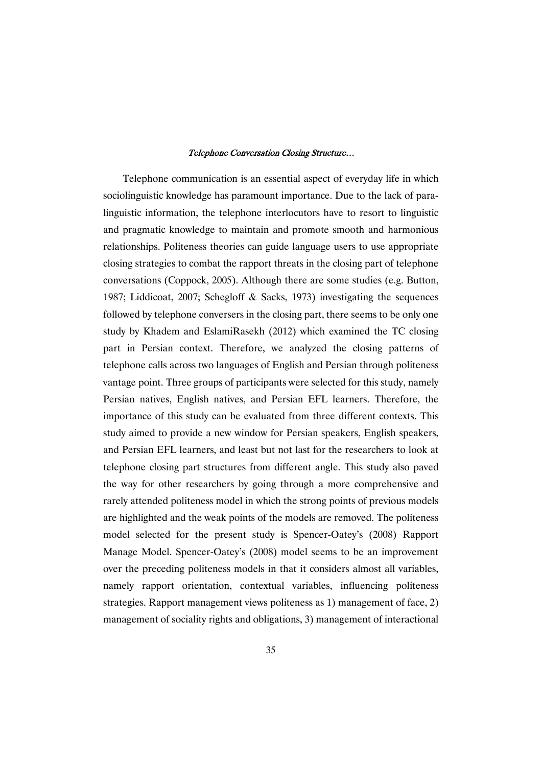Telephone communication is an essential aspect of everyday life in which sociolinguistic knowledge has paramount importance. Due to the lack of para-linguistic information, the telephone interlocutors have to resort to linguistic and pragmatic knowledge to maintain and promote smooth and harmonious relationships. Politeness theories can guide language users to use appropriate closing strategies to combat the rapport threats in the closing part of telephone conversations (Coppock, 2005). Although there are some studies (e.g. Button, 1987; Liddicoat, 2007; Schegloff & Sacks, 1973) investigating the sequences followed by telephone conversers in the closing part, there seems to be only one study by Khadem and EslamiRasekh (2012) which examined the TC closing part in Persian context. Therefore, we analyzed the closing patterns of telephone calls across two languages of English and Persian through politeness vantage point. Three groups of participants were selected for this study, namely Persian natives, English natives, and Persian EFL learners. Therefore, the importance of this study can be evaluated from three different contexts. This study aimed to provide a new window for Persian speakers, English speakers, and Persian EFL learners, and least but not last for the researchers to look at telephone closing part structures from different angle. This study also paved the way for other researchers by going through a more comprehensive and rarely attended politeness model in which the strong points of previous models are highlighted and the weak points of the models are removed. The politeness model selected for the present study is Spencer-Oatey's (2008) Rapport Manage Model. Spencer-Oatey's (2008) model seems to be an improvement over the preceding politeness models in that it considers almost all variables, namely rapport orientation, contextual variables, influencing politeness strategies. Rapport management views politeness as 1) management of face, 2) management of sociality rights and obligations, 3) management of interactional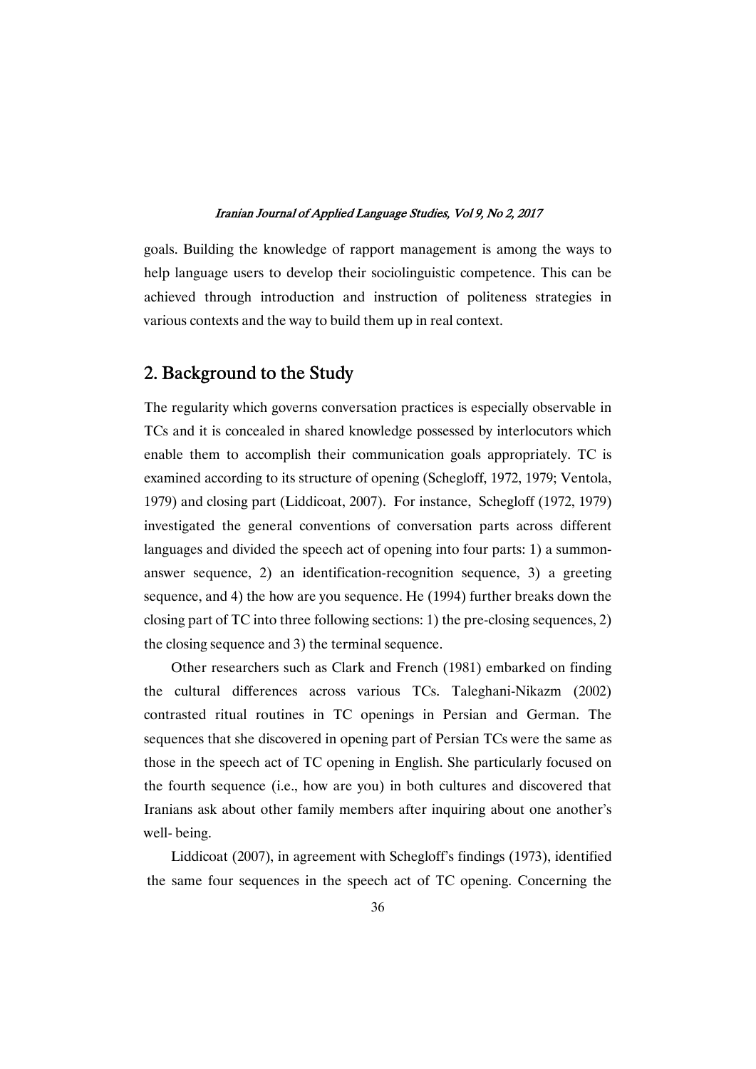goals. Building the knowledge of rapport management is among the ways to help language users to develop their sociolinguistic competence. This can be achieved through introduction and instruction of politeness strategies in various contexts and the way to build them up in real context.

## 2. Background to the Study

The regularity which governs conversation practices is especially observable in TCs and it is concealed in shared knowledge possessed by interlocutors which enable them to accomplish their communication goals appropriately. TC is examined according to its structure of opening (Schegloff, 1972, 1979; Ventola, 1979) and closing part (Liddicoat, 2007). For instance, Schegloff (1972, 1979) investigated the general conventions of conversation parts across different languages and divided the speech act of opening into four parts: 1) a summon-answer sequence, 2) an identification-recognition sequence, 3) a greeting sequence, and 4) the how are you sequence. He (1994) further breaks down the closing part of TC into three following sections: 1) the pre-closing sequences, 2) the closing sequence and 3) the terminal sequence.

Other researchers such as Clark and French (1981) embarked on finding the cultural differences across various TCs. Taleghani-Nikazm (2002) contrasted ritual routines in TC openings in Persian and German. The sequences that she discovered in opening part of Persian TCs were the same as those in the speech act of TC opening in English. She particularly focused on the fourth sequence (i.e., how are you) in both cultures and discovered that Iranians ask about other family members after inquiring about one another's well- being.

Liddicoat (2007), in agreement with Schegloff's findings (1973), identified the same four sequences in the speech act of TC opening. Concerning the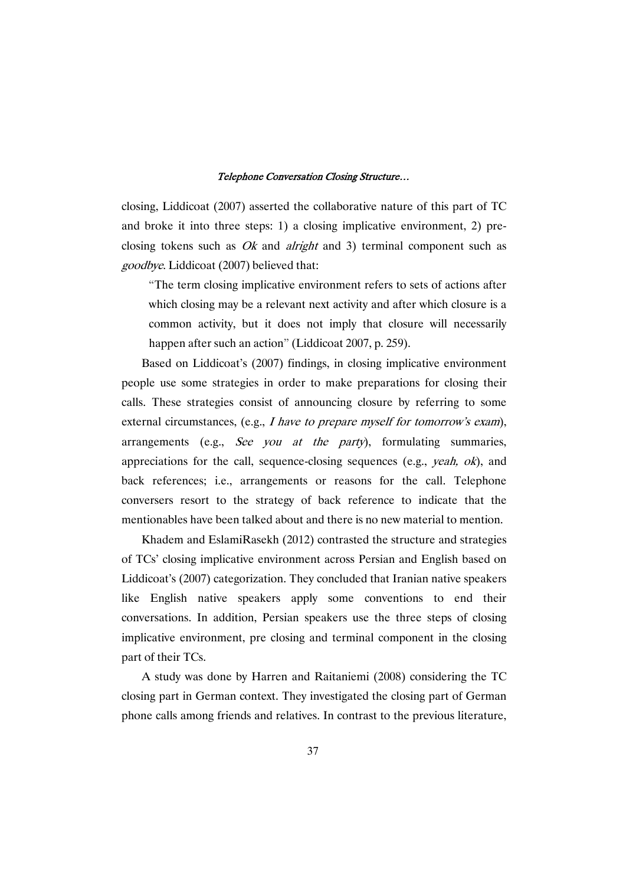closing, Liddicoat (2007) asserted the collaborative nature of this part of TC and broke it into three steps: 1) a closing implicative environment, 2) pre-closing tokens such as *Ok* and *alright* and 3) terminal component such as *goodbye*. Liddicoat (2007) believed that:

> "The term closing implicative environment refers to sets of actions after which closing may be a relevant next activity and after which closure is a common activity, but it does not imply that closure will necessarily happen after such an action" (Liddicoat 2007, p. 259).

Based on Liddicoat's (2007) findings, in closing implicative environment people use some strategies in order to make preparations for closing their calls. These strategies consist of announcing closure by referring to some external circumstances, (e.g., *I have to prepare myself for tomorrow's exam*), arrangements (e.g., *See you at the party*), formulating summaries, appreciations for the call, sequence-closing sequences (e.g., *yeah, ok*), and back references; i.e., arrangements or reasons for the call. Telephone conversers resort to the strategy of back reference to indicate that the mentionables have been talked about and there is no new material to mention.

Khadem and EslamiRasekh (2012) contrasted the structure and strategies of TCs' closing implicative environment across Persian and English based on Liddicoat's (2007) categorization. They concluded that Iranian native speakers like English native speakers apply some conventions to end their conversations. In addition, Persian speakers use the three steps of closing implicative environment, pre closing and terminal component in the closing part of their TCs.

A study was done by Harren and Raitaniemi (2008) considering the TC closing part in German context. They investigated the closing part of German phone calls among friends and relatives. In contrast to the previous literature,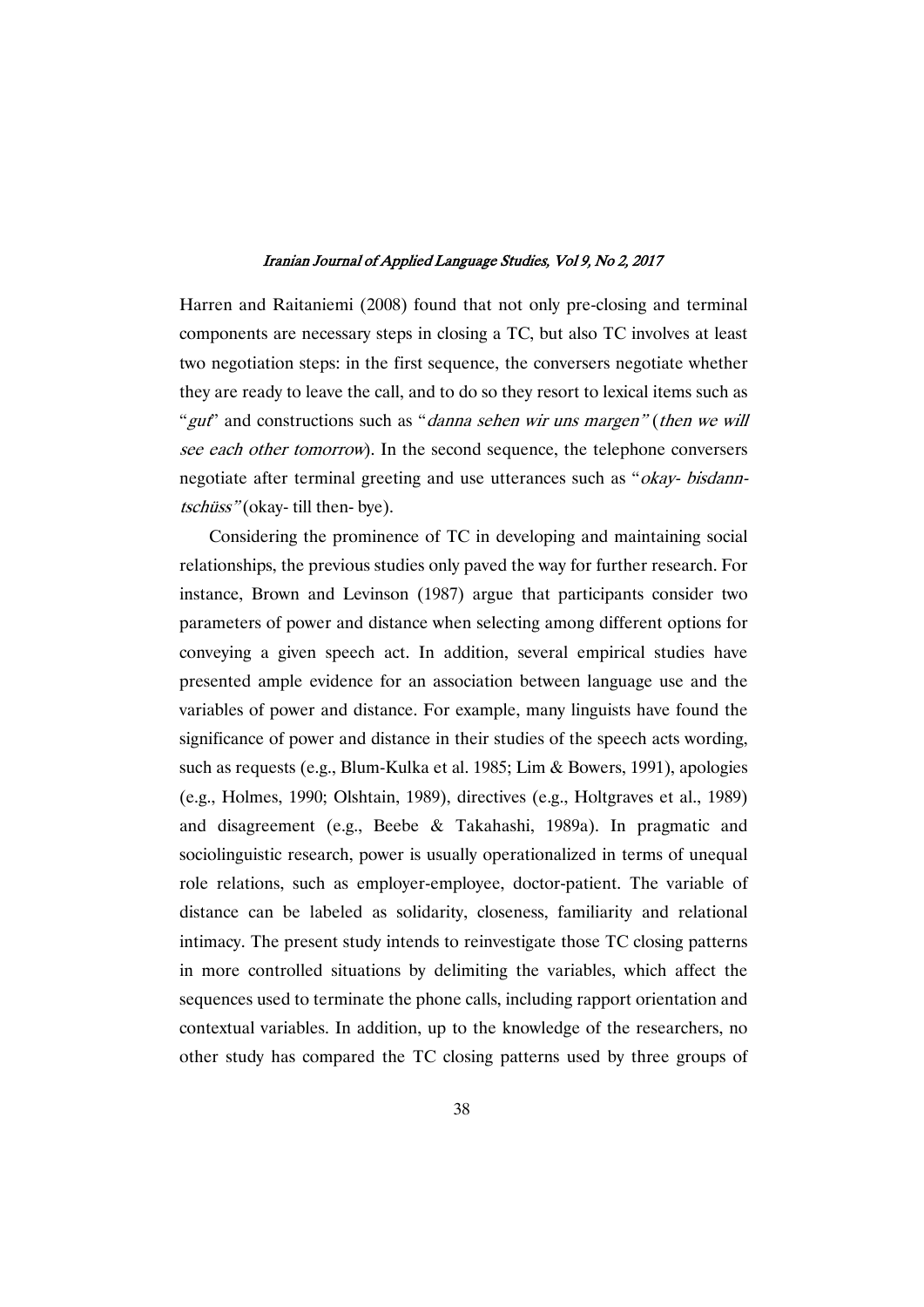Harren and Raitaniemi (2008) found that not only pre-closing and terminal components are necessary steps in closing a TC, but also TC involves at least two negotiation steps: in the first sequence, the conversers negotiate whether they are ready to leave the call, and to do so they resort to lexical items such as "*gut*" and constructions such as "*danna sehen wir uns margen"* (*then we will see each other tomorrow*). In the second sequence, the telephone conversers negotiate after terminal greeting and use utterances such as "*okay- bisdann-tschüss"* (okay- till then- bye).

Considering the prominence of TC in developing and maintaining social relationships, the previous studies only paved the way for further research. For instance, Brown and Levinson (1987) argue that participants consider two parameters of power and distance when selecting among different options for conveying a given speech act. In addition, several empirical studies have presented ample evidence for an association between language use and the variables of power and distance. For example, many linguists have found the significance of power and distance in their studies of the speech acts wording, such as requests (e.g., Blum-Kulka et al. 1985; Lim & Bowers, 1991), apologies (e.g., Holmes, 1990; Olshtain, 1989), directives (e.g., Holtgraves et al., 1989) and disagreement (e.g., Beebe & Takahashi, 1989a). In pragmatic and sociolinguistic research, power is usually operationalized in terms of unequal role relations, such as employer-employee, doctor-patient. The variable of distance can be labeled as solidarity, closeness, familiarity and relational intimacy. The present study intends to reinvestigate those TC closing patterns in more controlled situations by delimiting the variables, which affect the sequences used to terminate the phone calls, including rapport orientation and contextual variables. In addition, up to the knowledge of the researchers, no other study has compared the TC closing patterns used by three groups of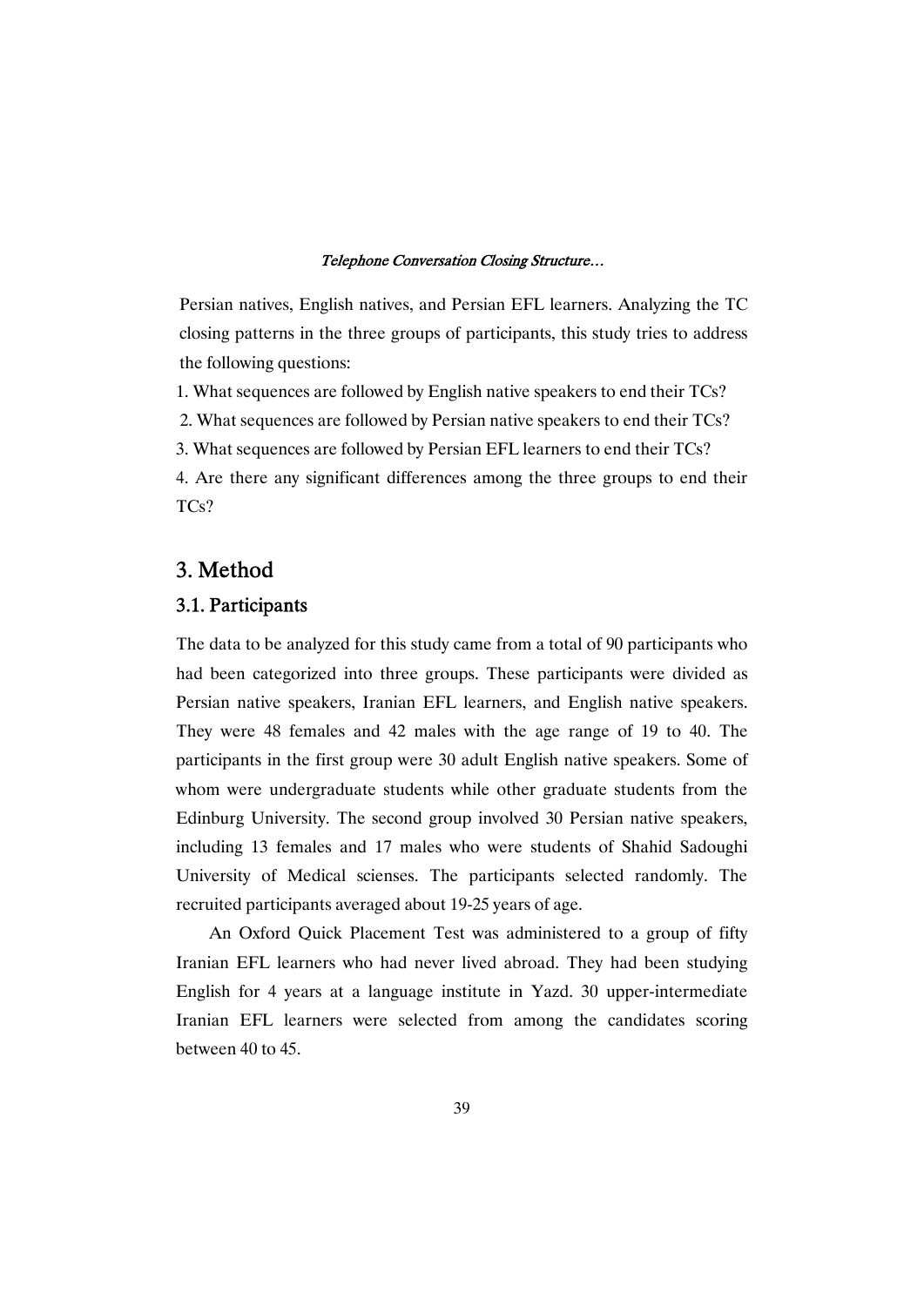Persian natives, English natives, and Persian EFL learners. Analyzing the TC closing patterns in the three groups of participants, this study tries to address the following questions:

1. What sequences are followed by English native speakers to end their TCs?
2. What sequences are followed by Persian native speakers to end their TCs?
3. What sequences are followed by Persian EFL learners to end their TCs?
4. Are there any significant differences among the three groups to end their TCs?

## 3. Method

### 3.1. Participants

The data to be analyzed for this study came from a total of 90 participants who had been categorized into three groups. These participants were divided as Persian native speakers, Iranian EFL learners, and English native speakers. They were 48 females and 42 males with the age range of 19 to 40. The participants in the first group were 30 adult English native speakers. Some of whom were undergraduate students while other graduate students from the Edinburg University. The second group involved 30 Persian native speakers, including 13 females and 17 males who were students of Shahid Sadoughi University of Medical scienses. The participants selected randomly. The recruited participants averaged about 19-25 years of age.

An Oxford Quick Placement Test was administered to a group of fifty Iranian EFL learners who had never lived abroad. They had been studying English for 4 years at a language institute in Yazd. 30 upper-intermediate Iranian EFL learners were selected from among the candidates scoring between 40 to 45.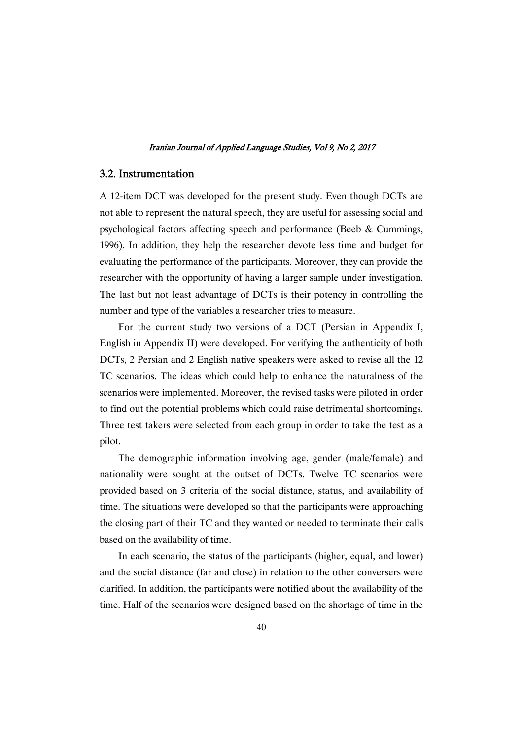## 3.2. Instrumentation

A 12-item DCT was developed for the present study. Even though DCTs are not able to represent the natural speech, they are useful for assessing social and psychological factors affecting speech and performance (Beeb & Cummings, 1996). In addition, they help the researcher devote less time and budget for evaluating the performance of the participants. Moreover, they can provide the researcher with the opportunity of having a larger sample under investigation. The last but not least advantage of DCTs is their potency in controlling the number and type of the variables a researcher tries to measure.

For the current study two versions of a DCT (Persian in Appendix I, English in Appendix II) were developed. For verifying the authenticity of both DCTs, 2 Persian and 2 English native speakers were asked to revise all the 12 TC scenarios. The ideas which could help to enhance the naturalness of the scenarios were implemented. Moreover, the revised tasks were piloted in order to find out the potential problems which could raise detrimental shortcomings. Three test takers were selected from each group in order to take the test as a pilot.

The demographic information involving age, gender (male/female) and nationality were sought at the outset of DCTs. Twelve TC scenarios were provided based on 3 criteria of the social distance, status, and availability of time. The situations were developed so that the participants were approaching the closing part of their TC and they wanted or needed to terminate their calls based on the availability of time.

In each scenario, the status of the participants (higher, equal, and lower) and the social distance (far and close) in relation to the other conversers were clarified. In addition, the participants were notified about the availability of the time. Half of the scenarios were designed based on the shortage of time in the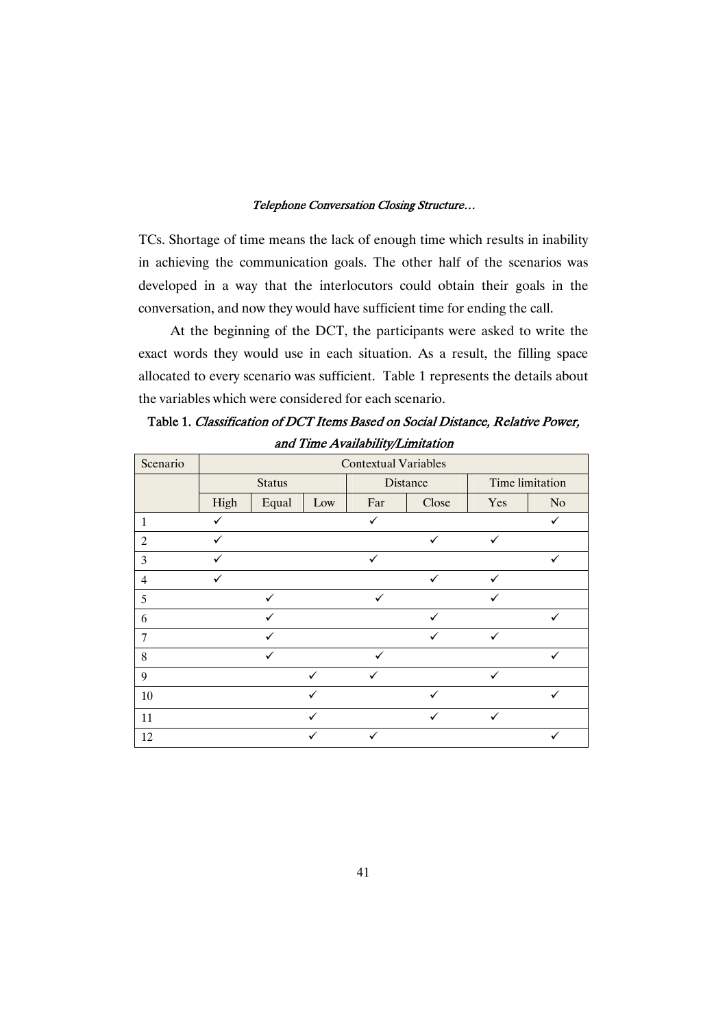TCs. Shortage of time means the lack of enough time which results in inability in achieving the communication goals. The other half of the scenarios was developed in a way that the interlocutors could obtain their goals in the conversation, and now they would have sufficient time for ending the call.

At the beginning of the DCT, the participants were asked to write the exact words they would use in each situation. As a result, the filling space allocated to every scenario was sufficient. Table 1 represents the details about the variables which were considered for each scenario.

**Table 1.** *Classification of DCT Items Based on Social Distance, Relative Power, and Time Availability/Limitation*

| Scenario | Contextual Variables | | | | | | |
|---|---|---|---|---|---|---|---|
| | Status | | | Distance | | Time limitation | |
| | High | Equal | Low | Far | Close | Yes | No |
| 1 | ✓ | | | ✓ | | | ✓ |
| 2 | ✓ | | | | ✓ | ✓ | |
| 3 | ✓ | | | ✓ | | | ✓ |
| 4 | ✓ | | | | ✓ | ✓ | |
| 5 | | ✓ | | ✓ | | ✓ | |
| 6 | | ✓ | | | ✓ | | ✓ |
| 7 | | ✓ | | | ✓ | ✓ | |
| 8 | | ✓ | | ✓ | | | ✓ |
| 9 | | | ✓ | ✓ | | ✓ | |
| 10 | | | ✓ | | ✓ | | ✓ |
| 11 | | | ✓ | | ✓ | ✓ | |
| 12 | | | ✓ | ✓ | | | ✓ |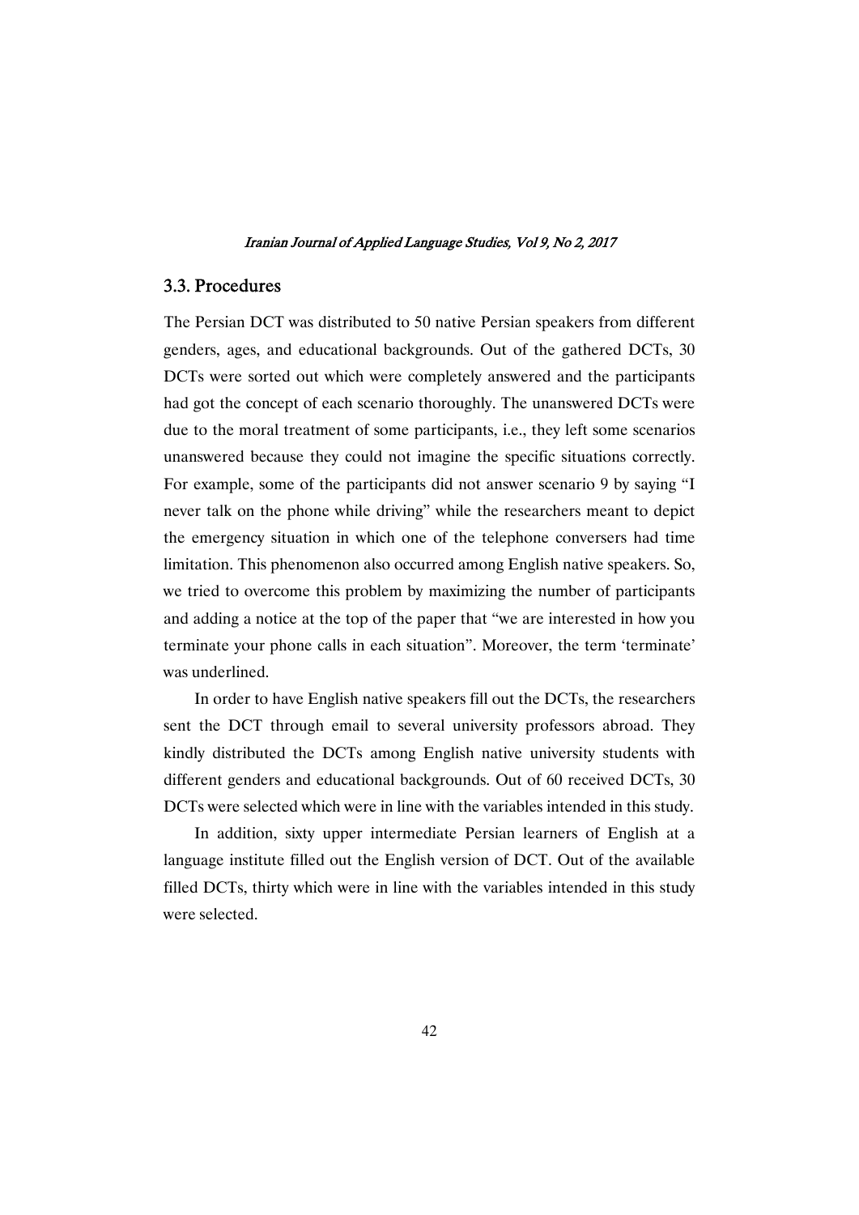## 3.3. Procedures

The Persian DCT was distributed to 50 native Persian speakers from different genders, ages, and educational backgrounds. Out of the gathered DCTs, 30 DCTs were sorted out which were completely answered and the participants had got the concept of each scenario thoroughly. The unanswered DCTs were due to the moral treatment of some participants, i.e., they left some scenarios unanswered because they could not imagine the specific situations correctly. For example, some of the participants did not answer scenario 9 by saying "I never talk on the phone while driving" while the researchers meant to depict the emergency situation in which one of the telephone conversers had time limitation. This phenomenon also occurred among English native speakers. So, we tried to overcome this problem by maximizing the number of participants and adding a notice at the top of the paper that "we are interested in how you terminate your phone calls in each situation". Moreover, the term 'terminate' was underlined.

In order to have English native speakers fill out the DCTs, the researchers sent the DCT through email to several university professors abroad. They kindly distributed the DCTs among English native university students with different genders and educational backgrounds. Out of 60 received DCTs, 30 DCTs were selected which were in line with the variables intended in this study.

In addition, sixty upper intermediate Persian learners of English at a language institute filled out the English version of DCT. Out of the available filled DCTs, thirty which were in line with the variables intended in this study were selected.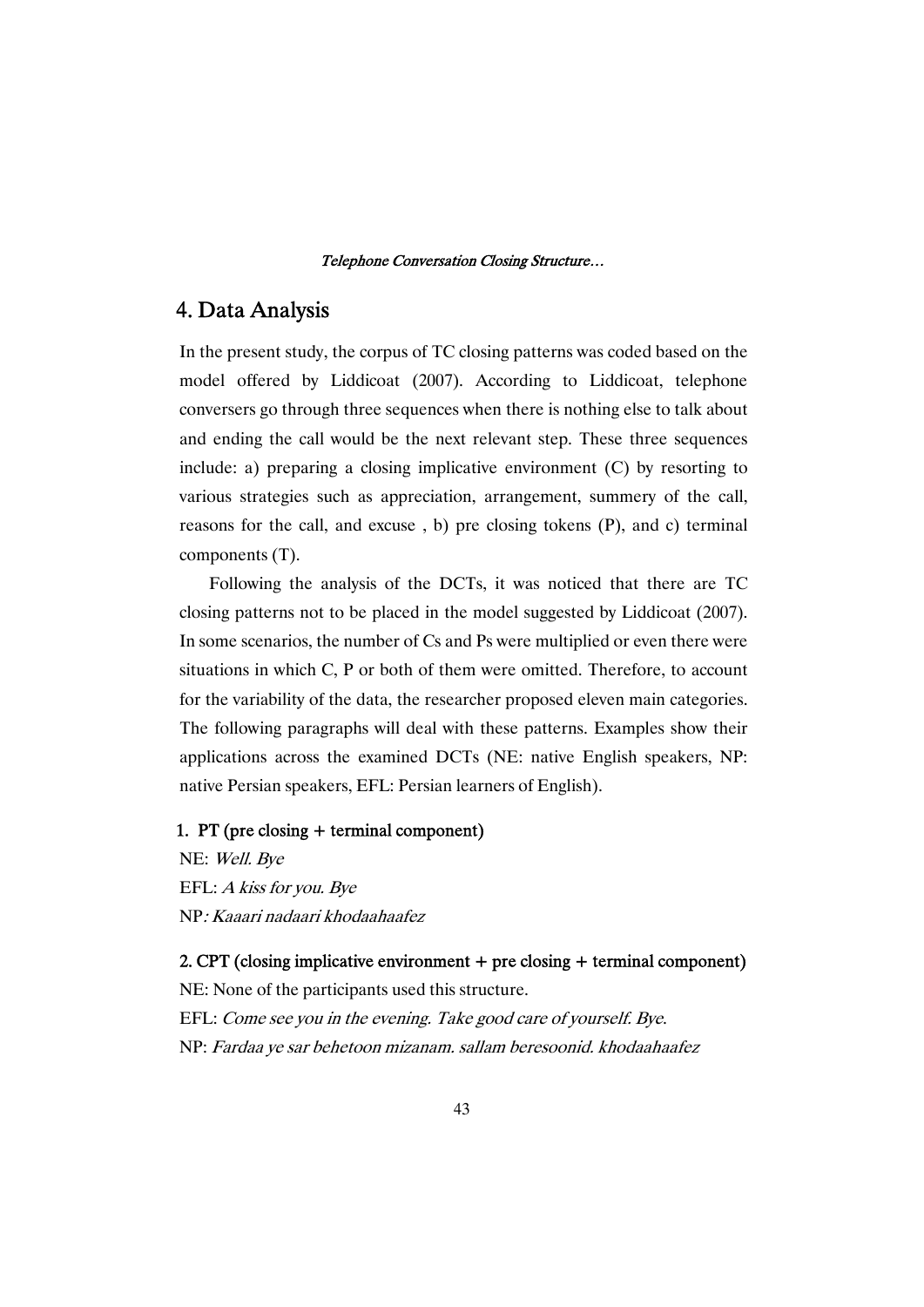## 4. Data Analysis

In the present study, the corpus of TC closing patterns was coded based on the model offered by Liddicoat (2007). According to Liddicoat, telephone conversers go through three sequences when there is nothing else to talk about and ending the call would be the next relevant step. These three sequences include: a) preparing a closing implicative environment (C) by resorting to various strategies such as appreciation, arrangement, summery of the call, reasons for the call, and excuse , b) pre closing tokens (P), and c) terminal components (T).

Following the analysis of the DCTs, it was noticed that there are TC closing patterns not to be placed in the model suggested by Liddicoat (2007). In some scenarios, the number of Cs and Ps were multiplied or even there were situations in which C, P or both of them were omitted. Therefore, to account for the variability of the data, the researcher proposed eleven main categories. The following paragraphs will deal with these patterns. Examples show their applications across the examined DCTs (NE: native English speakers, NP: native Persian speakers, EFL: Persian learners of English).

**1. PT (pre closing + terminal component)**

NE: *Well. Bye*
EFL: *A kiss for you. Bye*
NP*: Kaaari nadaari khodaahaafez*

**2. CPT (closing implicative environment + pre closing + terminal component)**

NE: None of the participants used this structure.
EFL: *Come see you in the evening. Take good care of yourself. Bye.*
NP: *Fardaa ye sar behetoon mizanam. sallam beresoonid. khodaahaafez*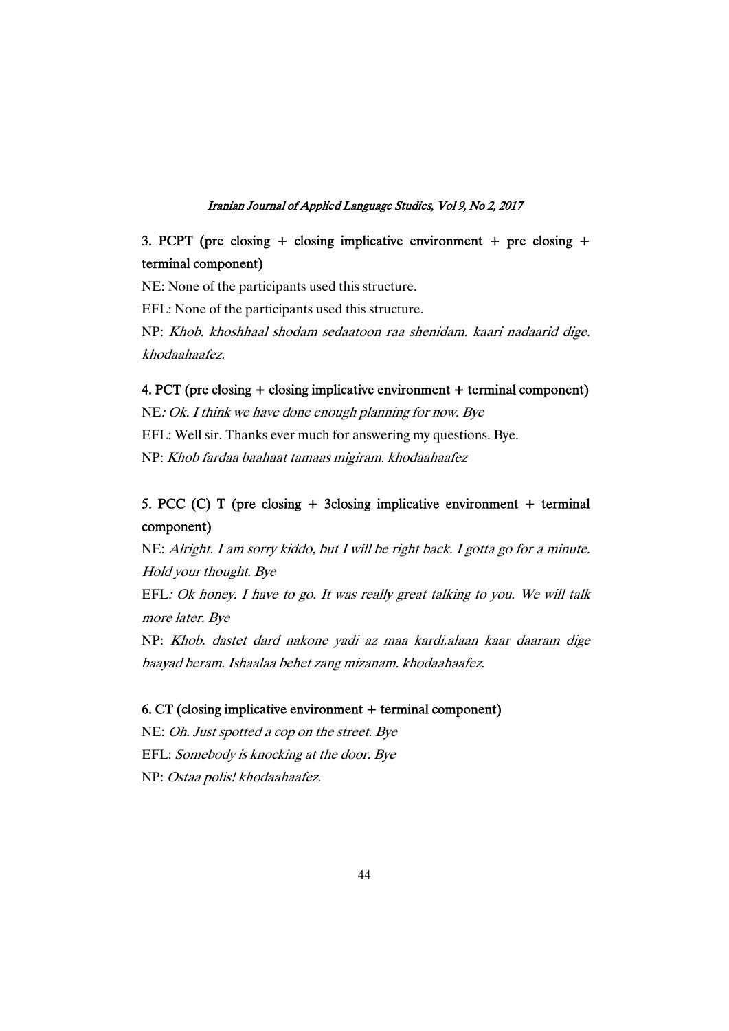**3. PCPT (pre closing + closing implicative environment + pre closing + terminal component)**

NE: None of the participants used this structure.

EFL: None of the participants used this structure.

NP: *Khob. khoshhaal shodam sedaatoon raa shenidam. kaari nadaarid dige. khodaahaafez.*

**4. PCT (pre closing + closing implicative environment + terminal component)**

NE*: Ok. I think we have done enough planning for now. Bye*

EFL: Well sir. Thanks ever much for answering my questions. Bye.

NP: *Khob fardaa baahaat tamaas migiram. khodaahaafez*

**5. PCC (C) T (pre closing + 3closing implicative environment + terminal component)**

NE: *Alright. I am sorry kiddo, but I will be right back. I gotta go for a minute. Hold your thought. Bye*

EFL*: Ok honey. I have to go. It was really great talking to you. We will talk more later. Bye*

NP: *Khob. dastet dard nakone yadi az maa kardi.alaan kaar daaram dige baayad beram. Ishaalaa behet zang mizanam. khodaahaafez.*

**6. CT (closing implicative environment + terminal component)**

NE: *Oh. Just spotted a cop on the street. Bye*

EFL: *Somebody is knocking at the door. Bye*

NP: *Ostaa polis! khodaahaafez.*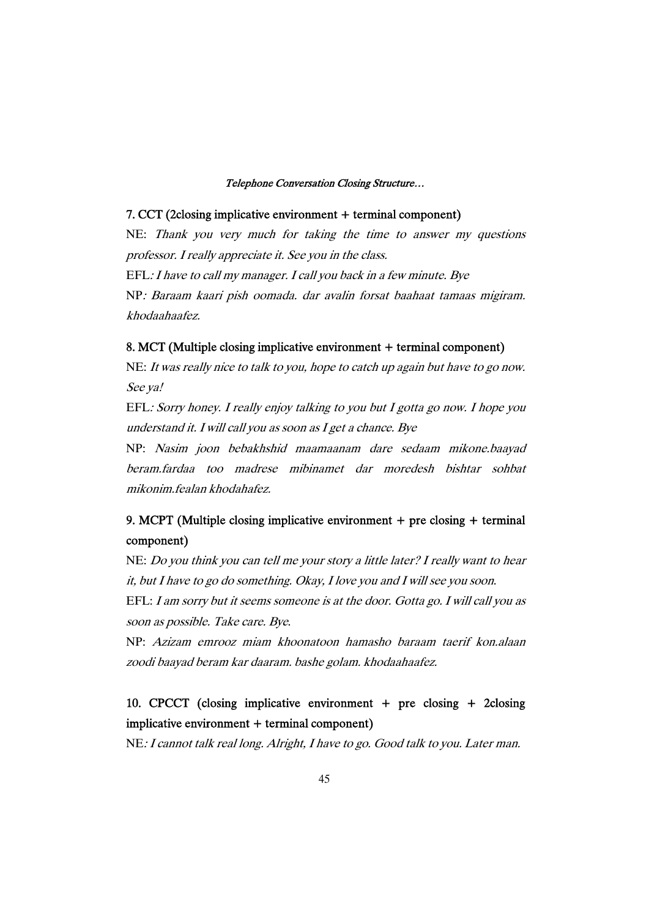**7. CCT (2closing implicative environment + terminal component)**

NE: *Thank you very much for taking the time to answer my questions professor. I really appreciate it. See you in the class.*

EFL*: I have to call my manager. I call you back in a few minute. Bye*

NP*: Baraam kaari pish oomada. dar avalin forsat baahaat tamaas migiram. khodaahaafez.*

**8. MCT (Multiple closing implicative environment + terminal component)**

NE: *It was really nice to talk to you, hope to catch up again but have to go now. See ya!*

EFL*: Sorry honey. I really enjoy talking to you but I gotta go now. I hope you understand it. I will call you as soon as I get a chance. Bye*

NP: *Nasim joon bebakhshid maamaanam dare sedaam mikone.baayad beram.fardaa too madrese mibinamet dar moredesh bishtar sohbat mikonim.fealan khodahafez.*

**9. MCPT (Multiple closing implicative environment + pre closing + terminal component)**

NE: *Do you think you can tell me your story a little later? I really want to hear it, but I have to go do something. Okay, I love you and I will see you soon.*

EFL: *I am sorry but it seems someone is at the door. Gotta go. I will call you as soon as possible. Take care. Bye.*

NP: *Azizam emrooz miam khoonatoon hamasho baraam taerif kon.alaan zoodi baayad beram kar daaram. bashe golam. khodaahaafez.*

**10. CPCCT (closing implicative environment + pre closing + 2closing implicative environment + terminal component)**

NE*: I cannot talk real long. Alright, I have to go. Good talk to you. Later man.*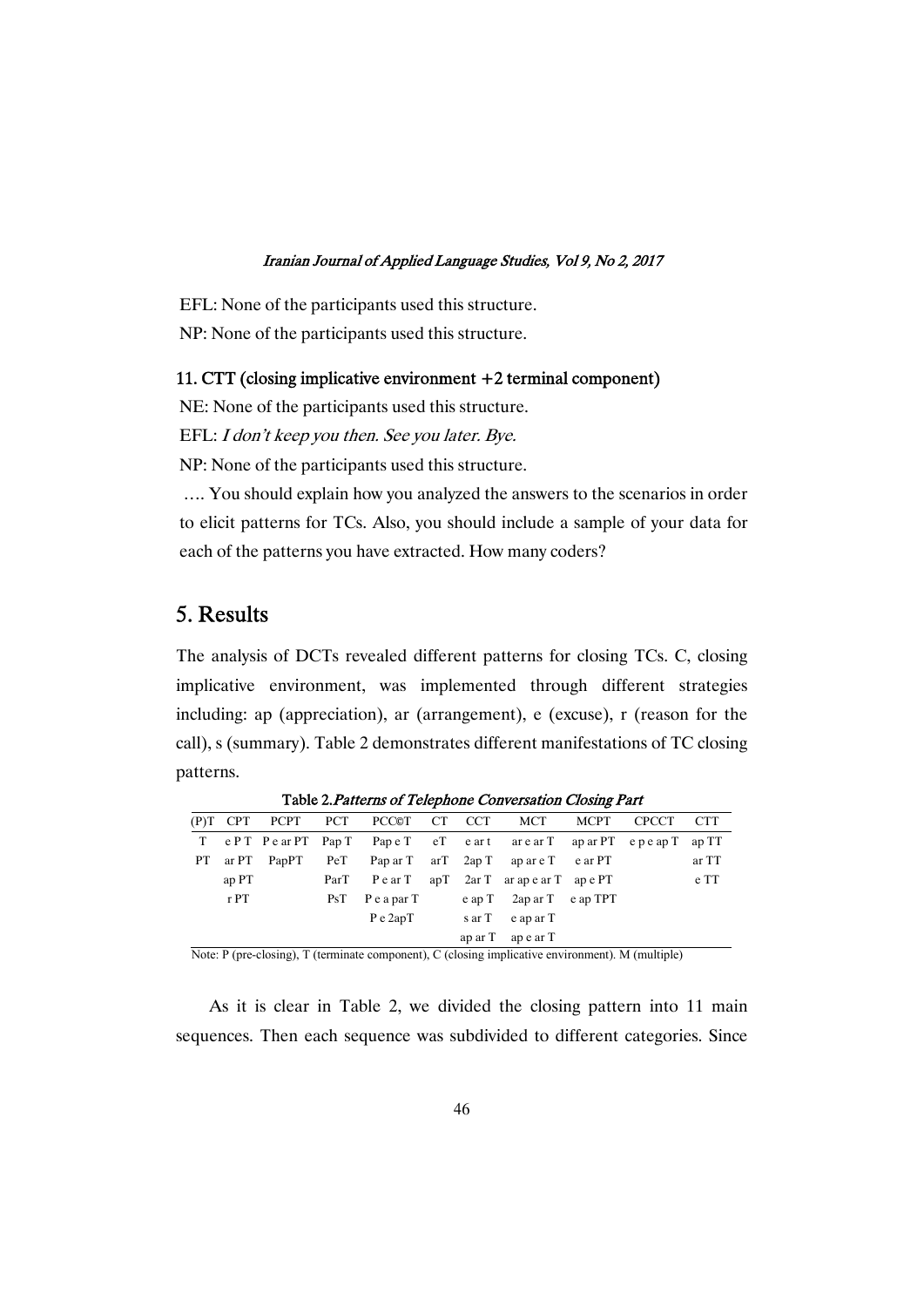EFL: None of the participants used this structure.

NP: None of the participants used this structure.

#### 11. CTT (closing implicative environment +2 terminal component)

NE: None of the participants used this structure.

EFL: *I don't keep you then. See you later. Bye.*

NP: None of the participants used this structure.

…. You should explain how you analyzed the answers to the scenarios in order to elicit patterns for TCs. Also, you should include a sample of your data for each of the patterns you have extracted. How many coders?

## 5. Results

The analysis of DCTs revealed different patterns for closing TCs. C, closing implicative environment, was implemented through different strategies including: ap (appreciation), ar (arrangement), e (excuse), r (reason for the call), s (summary). Table 2 demonstrates different manifestations of TC closing patterns.

**Table 2.** *Patterns of Telephone Conversation Closing Part*

| (P)T | CPT | PCPT | PCT | PCC©T | CT | CCT | MCT | MCPT | CPCCT | CTT |
|---|---|---|---|---|---|---|---|---|---|---|
| T | e P T | P e ar PT | Pap T | Pap e T | eT | e ar t | ar e ar T | ap ar PT | e p e ap T | ap TT |
| PT | ar PT | PapPT | PeT | Pap ar T | arT | 2ap T | ap ar e T | e ar PT | | ar TT |
| | ap PT | | ParT | P e ar T | apT | 2ar T | ar ap e ar T | ap e PT | | e TT |
| | r PT | | PsT | P e a par T | | e ap T | 2ap ar T | e ap TPT | | |
| | | | | P e 2apT | | s ar T | e ap ar T | | | |
| | | | | | | ap ar T | ap e ar T | | | |

Note: P (pre-closing), T (terminate component), C (closing implicative environment). M (multiple)

As it is clear in Table 2, we divided the closing pattern into 11 main sequences. Then each sequence was subdivided to different categories. Since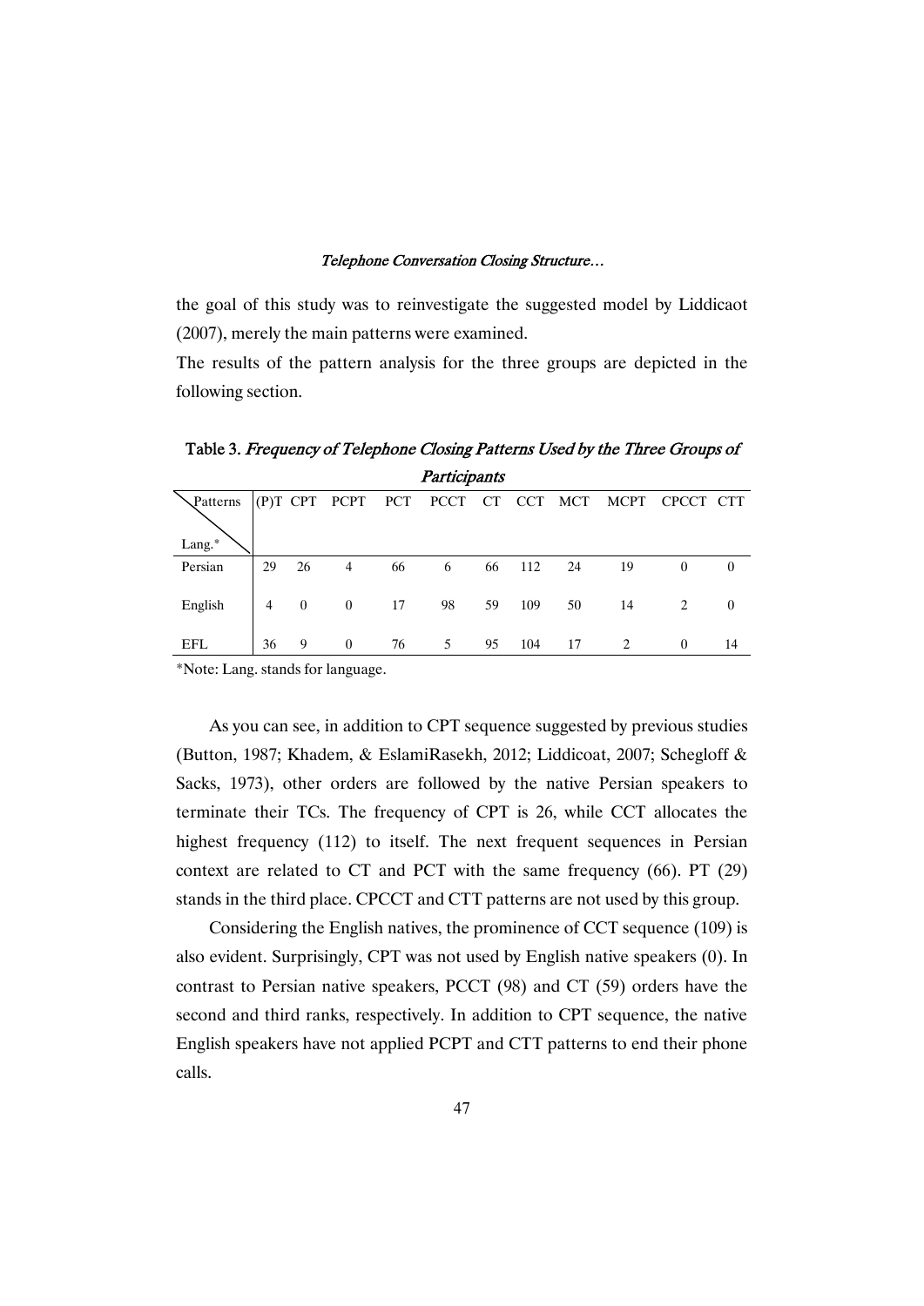the goal of this study was to reinvestigate the suggested model by Liddicaot (2007), merely the main patterns were examined.

The results of the pattern analysis for the three groups are depicted in the following section.

**Table 3.** *Frequency of Telephone Closing Patterns Used by the Three Groups of Participants*

| Patterns / Lang.* | (P)T | CPT | PCPT | PCT | PCCT | CT | CCT | MCT | MCPT | CPCCT | CTT |
|---|---|---|---|---|---|---|---|---|---|---|---|
| Persian | 29 | 26 | 4 | 66 | 6 | 66 | 112 | 24 | 19 | 0 | 0 |
| English | 4 | 0 | 0 | 17 | 98 | 59 | 109 | 50 | 14 | 2 | 0 |
| EFL | 36 | 9 | 0 | 76 | 5 | 95 | 104 | 17 | 2 | 0 | 14 |

*Note: Lang. stands for language.

As you can see, in addition to CPT sequence suggested by previous studies (Button, 1987; Khadem, & EslamiRasekh, 2012; Liddicoat, 2007; Schegloff & Sacks, 1973), other orders are followed by the native Persian speakers to terminate their TCs. The frequency of CPT is 26, while CCT allocates the highest frequency (112) to itself. The next frequent sequences in Persian context are related to CT and PCT with the same frequency (66). PT (29) stands in the third place. CPCCT and CTT patterns are not used by this group.

Considering the English natives, the prominence of CCT sequence (109) is also evident. Surprisingly, CPT was not used by English native speakers (0). In contrast to Persian native speakers, PCCT (98) and CT (59) orders have the second and third ranks, respectively. In addition to CPT sequence, the native English speakers have not applied PCPT and CTT patterns to end their phone calls.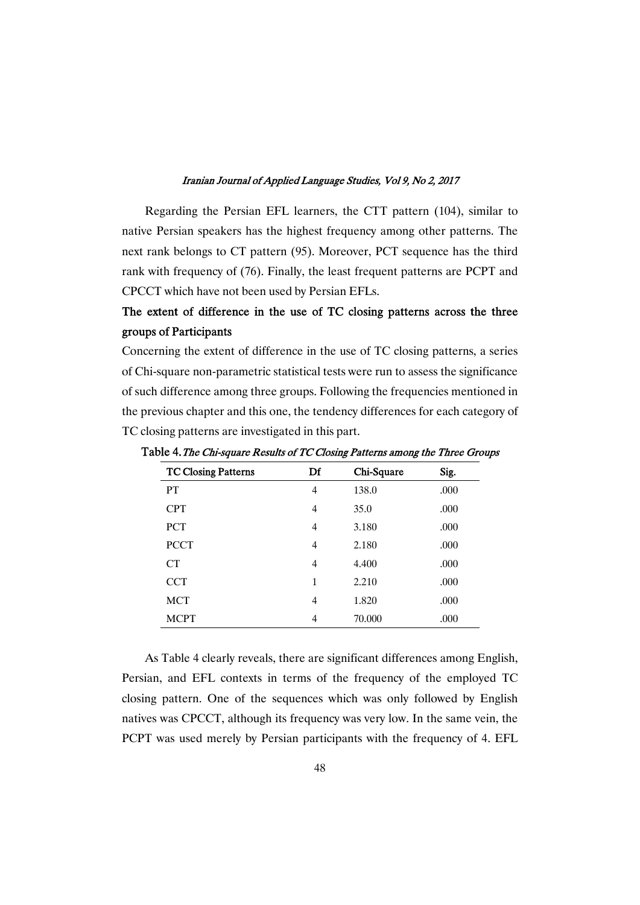Regarding the Persian EFL learners, the CTT pattern (104), similar to native Persian speakers has the highest frequency among other patterns. The next rank belongs to CT pattern (95). Moreover, PCT sequence has the third rank with frequency of (76). Finally, the least frequent patterns are PCPT and CPCCT which have not been used by Persian EFLs.

### The extent of difference in the use of TC closing patterns across the three groups of Participants

Concerning the extent of difference in the use of TC closing patterns, a series of Chi-square non-parametric statistical tests were run to assess the significance of such difference among three groups. Following the frequencies mentioned in the previous chapter and this one, the tendency differences for each category of TC closing patterns are investigated in this part.

**Table 4.** *The Chi-square Results of TC Closing Patterns among the Three Groups*

| TC Closing Patterns | Df | Chi-Square | Sig. |
|---|---|---|---|
| PT | 4 | 138.0 | .000 |
| CPT | 4 | 35.0 | .000 |
| PCT | 4 | 3.180 | .000 |
| PCCT | 4 | 2.180 | .000 |
| CT | 4 | 4.400 | .000 |
| CCT | 1 | 2.210 | .000 |
| MCT | 4 | 1.820 | .000 |
| MCPT | 4 | 70.000 | .000 |

As Table 4 clearly reveals, there are significant differences among English, Persian, and EFL contexts in terms of the frequency of the employed TC closing pattern. One of the sequences which was only followed by English natives was CPCCT, although its frequency was very low. In the same vein, the PCPT was used merely by Persian participants with the frequency of 4. EFL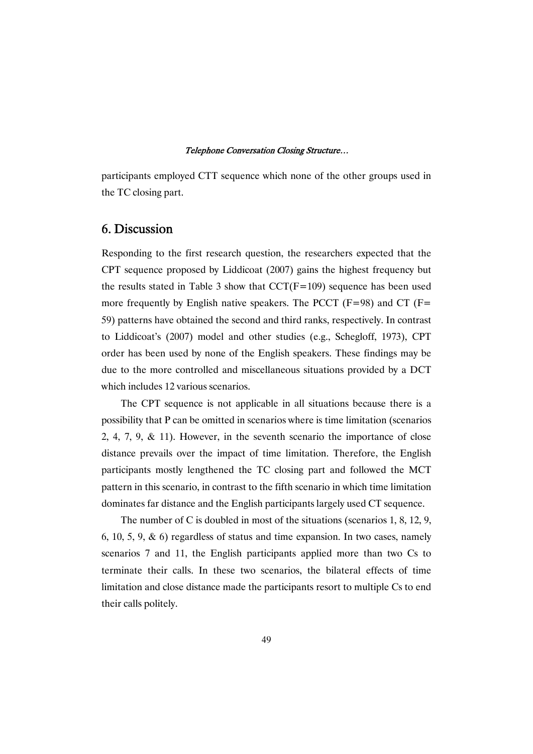participants employed CTT sequence which none of the other groups used in the TC closing part.

## 6. Discussion

Responding to the first research question, the researchers expected that the CPT sequence proposed by Liddicoat (2007) gains the highest frequency but the results stated in Table 3 show that CCT(F=109) sequence has been used more frequently by English native speakers. The PCCT (F=98) and CT (F= 59) patterns have obtained the second and third ranks, respectively. In contrast to Liddicoat's (2007) model and other studies (e.g., Schegloff, 1973), CPT order has been used by none of the English speakers. These findings may be due to the more controlled and miscellaneous situations provided by a DCT which includes 12 various scenarios.

The CPT sequence is not applicable in all situations because there is a possibility that P can be omitted in scenarios where is time limitation (scenarios 2, 4, 7, 9, & 11). However, in the seventh scenario the importance of close distance prevails over the impact of time limitation. Therefore, the English participants mostly lengthened the TC closing part and followed the MCT pattern in this scenario, in contrast to the fifth scenario in which time limitation dominates far distance and the English participants largely used CT sequence.

The number of C is doubled in most of the situations (scenarios 1, 8, 12, 9, 6, 10, 5, 9, & 6) regardless of status and time expansion. In two cases, namely scenarios 7 and 11, the English participants applied more than two Cs to terminate their calls. In these two scenarios, the bilateral effects of time limitation and close distance made the participants resort to multiple Cs to end their calls politely.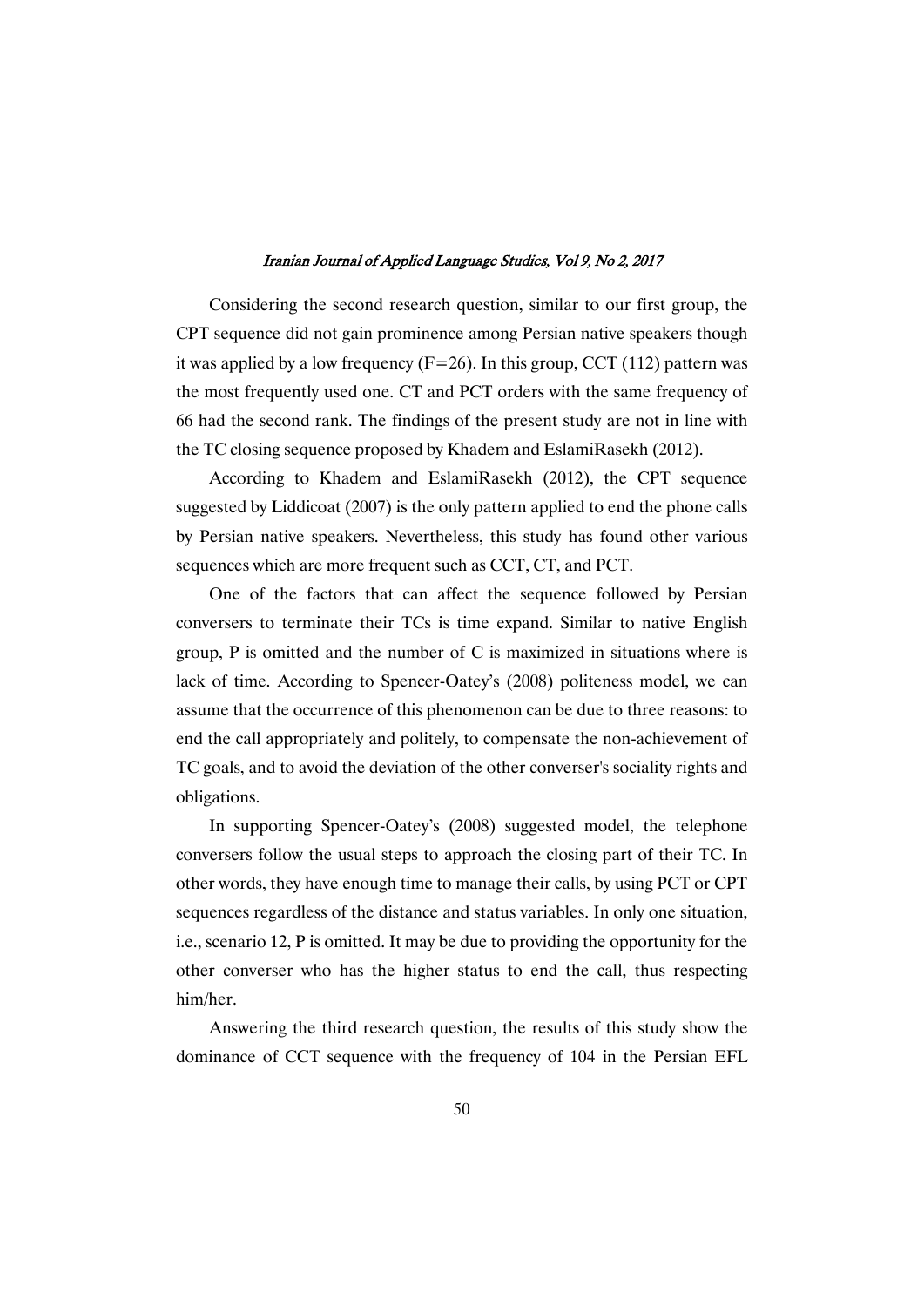Considering the second research question, similar to our first group, the CPT sequence did not gain prominence among Persian native speakers though it was applied by a low frequency (F=26). In this group, CCT (112) pattern was the most frequently used one. CT and PCT orders with the same frequency of 66 had the second rank. The findings of the present study are not in line with the TC closing sequence proposed by Khadem and EslamiRasekh (2012).

According to Khadem and EslamiRasekh (2012), the CPT sequence suggested by Liddicoat (2007) is the only pattern applied to end the phone calls by Persian native speakers. Nevertheless, this study has found other various sequences which are more frequent such as CCT, CT, and PCT.

One of the factors that can affect the sequence followed by Persian conversers to terminate their TCs is time expand. Similar to native English group, P is omitted and the number of C is maximized in situations where is lack of time. According to Spencer-Oatey's (2008) politeness model, we can assume that the occurrence of this phenomenon can be due to three reasons: to end the call appropriately and politely, to compensate the non-achievement of TC goals, and to avoid the deviation of the other converser's sociality rights and obligations.

In supporting Spencer-Oatey's (2008) suggested model, the telephone conversers follow the usual steps to approach the closing part of their TC. In other words, they have enough time to manage their calls, by using PCT or CPT sequences regardless of the distance and status variables. In only one situation, i.e., scenario 12, P is omitted. It may be due to providing the opportunity for the other converser who has the higher status to end the call, thus respecting him/her.

Answering the third research question, the results of this study show the dominance of CCT sequence with the frequency of 104 in the Persian EFL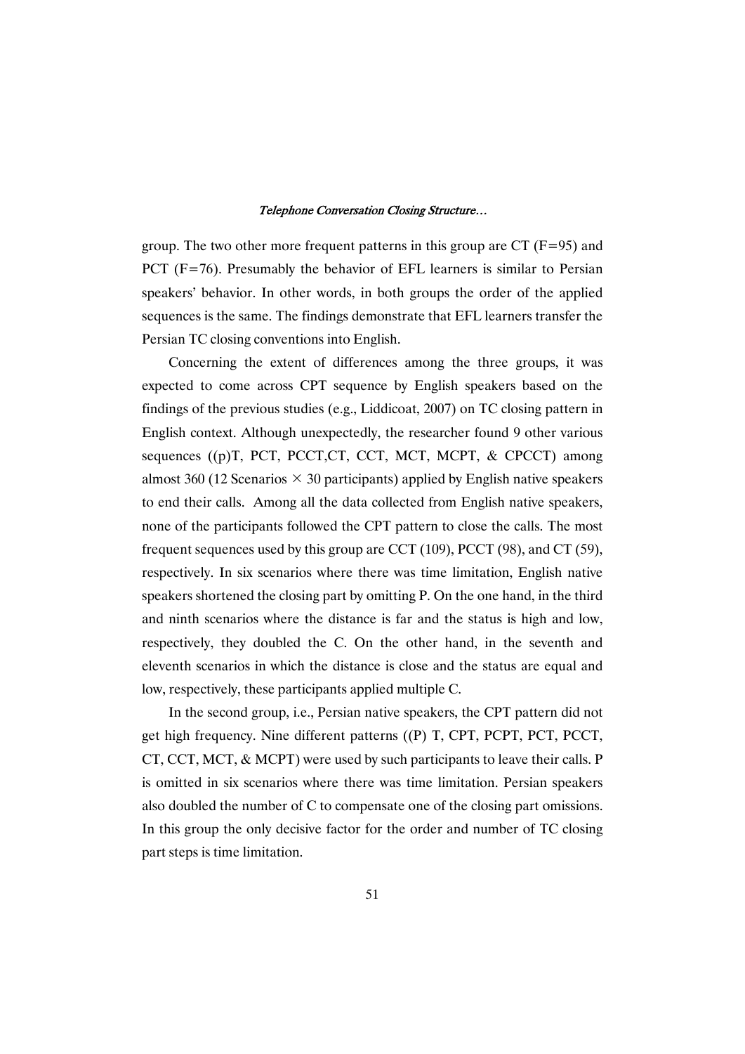group. The two other more frequent patterns in this group are CT (F=95) and PCT (F=76). Presumably the behavior of EFL learners is similar to Persian speakers' behavior. In other words, in both groups the order of the applied sequences is the same. The findings demonstrate that EFL learners transfer the Persian TC closing conventions into English.

Concerning the extent of differences among the three groups, it was expected to come across CPT sequence by English speakers based on the findings of the previous studies (e.g., Liddicoat, 2007) on TC closing pattern in English context. Although unexpectedly, the researcher found 9 other various sequences ((p)T, PCT, PCCT,CT, CCT, MCT, MCPT, & CPCCT) among almost 360 (12 Scenarios × 30 participants) applied by English native speakers to end their calls. Among all the data collected from English native speakers, none of the participants followed the CPT pattern to close the calls. The most frequent sequences used by this group are CCT (109), PCCT (98), and CT (59), respectively. In six scenarios where there was time limitation, English native speakers shortened the closing part by omitting P. On the one hand, in the third and ninth scenarios where the distance is far and the status is high and low, respectively, they doubled the C. On the other hand, in the seventh and eleventh scenarios in which the distance is close and the status are equal and low, respectively, these participants applied multiple C.

In the second group, i.e., Persian native speakers, the CPT pattern did not get high frequency. Nine different patterns ((P) T, CPT, PCPT, PCT, PCCT, CT, CCT, MCT, & MCPT) were used by such participants to leave their calls. P is omitted in six scenarios where there was time limitation. Persian speakers also doubled the number of C to compensate one of the closing part omissions. In this group the only decisive factor for the order and number of TC closing part steps is time limitation.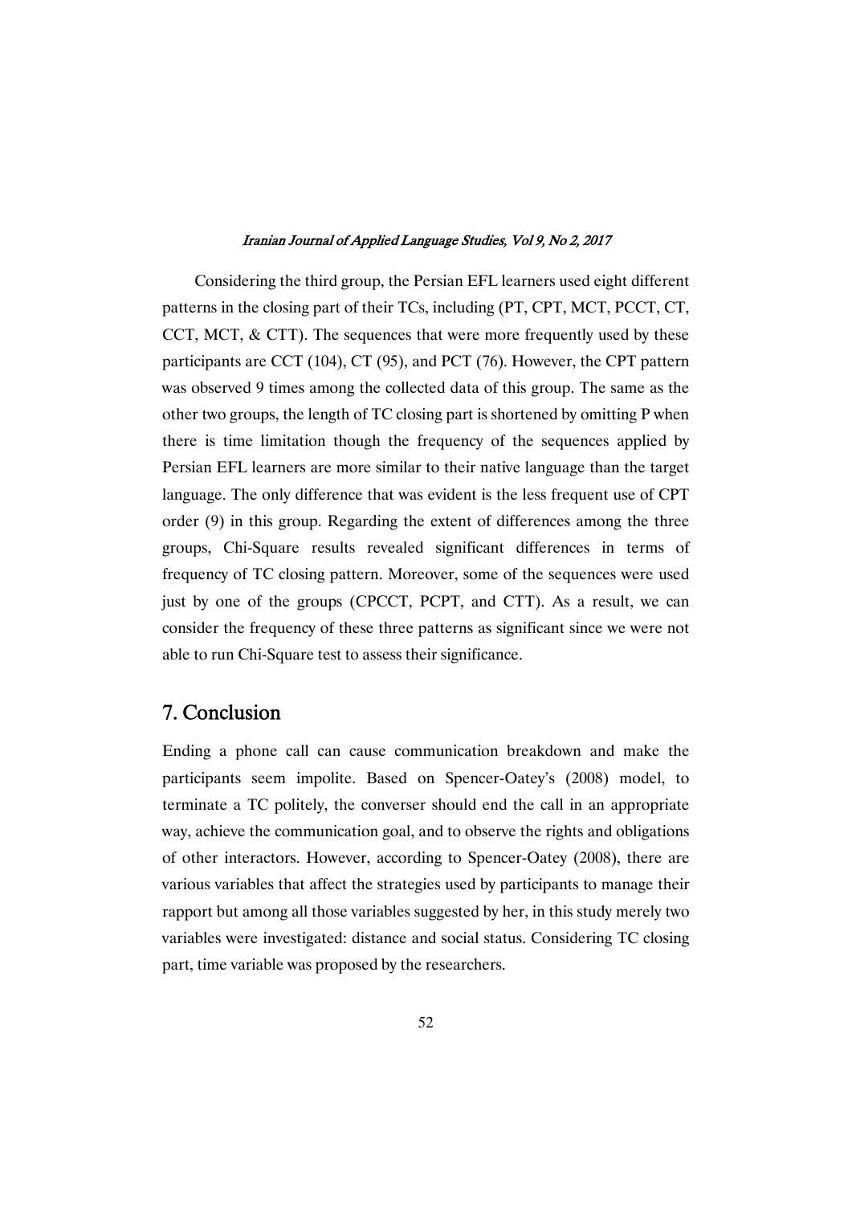Considering the third group, the Persian EFL learners used eight different patterns in the closing part of their TCs, including (PT, CPT, MCT, PCCT, CT, CCT, MCT, & CTT). The sequences that were more frequently used by these participants are CCT (104), CT (95), and PCT (76). However, the CPT pattern was observed 9 times among the collected data of this group. The same as the other two groups, the length of TC closing part is shortened by omitting P when there is time limitation though the frequency of the sequences applied by Persian EFL learners are more similar to their native language than the target language. The only difference that was evident is the less frequent use of CPT order (9) in this group. Regarding the extent of differences among the three groups, Chi-Square results revealed significant differences in terms of frequency of TC closing pattern. Moreover, some of the sequences were used just by one of the groups (CPCCT, PCPT, and CTT). As a result, we can consider the frequency of these three patterns as significant since we were not able to run Chi-Square test to assess their significance.

## 7. Conclusion

Ending a phone call can cause communication breakdown and make the participants seem impolite. Based on Spencer-Oatey's (2008) model, to terminate a TC politely, the converser should end the call in an appropriate way, achieve the communication goal, and to observe the rights and obligations of other interactors. However, according to Spencer-Oatey (2008), there are various variables that affect the strategies used by participants to manage their rapport but among all those variables suggested by her, in this study merely two variables were investigated: distance and social status. Considering TC closing part, time variable was proposed by the researchers.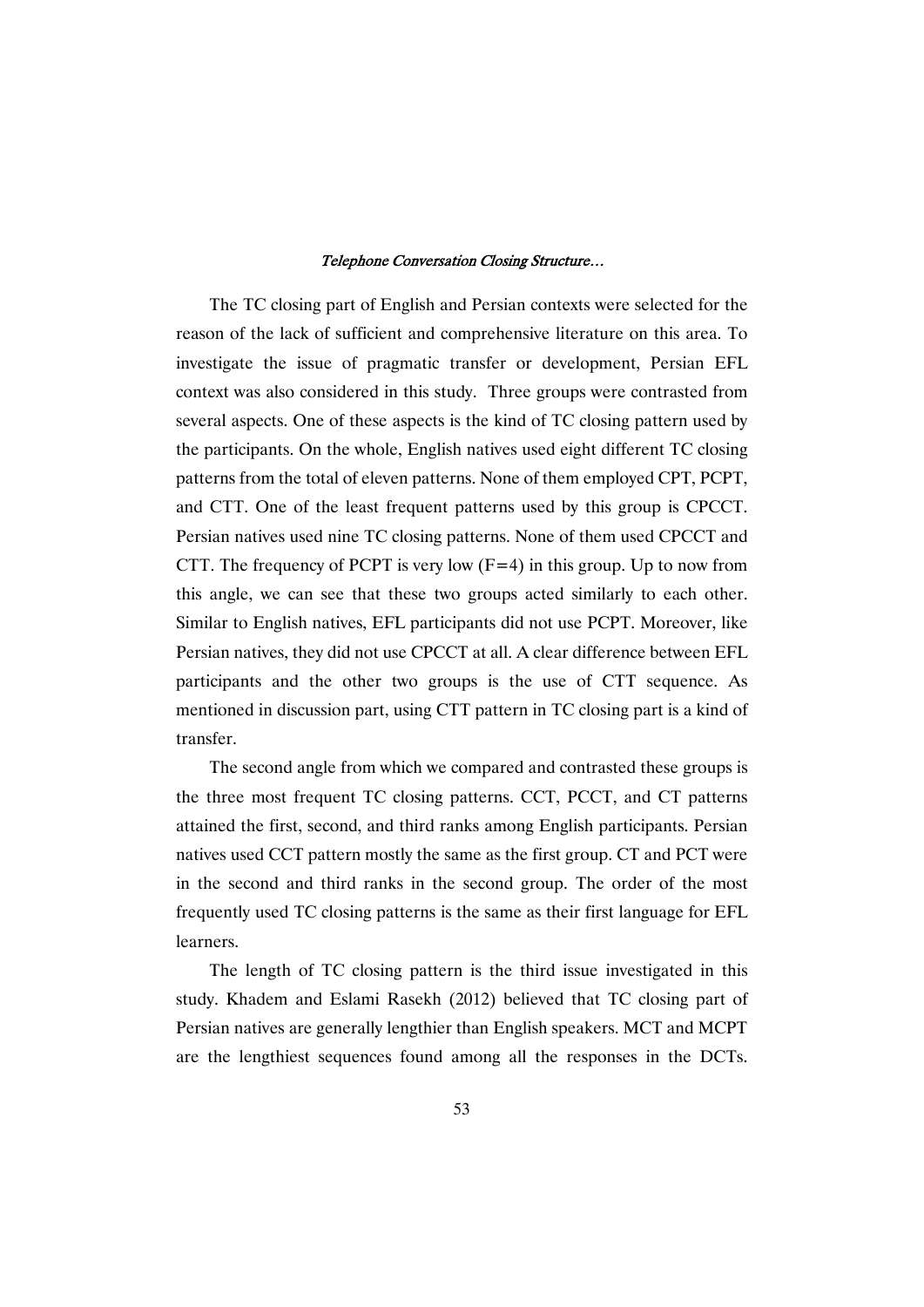The TC closing part of English and Persian contexts were selected for the reason of the lack of sufficient and comprehensive literature on this area. To investigate the issue of pragmatic transfer or development, Persian EFL context was also considered in this study. Three groups were contrasted from several aspects. One of these aspects is the kind of TC closing pattern used by the participants. On the whole, English natives used eight different TC closing patterns from the total of eleven patterns. None of them employed CPT, PCPT, and CTT. One of the least frequent patterns used by this group is CPCCT. Persian natives used nine TC closing patterns. None of them used CPCCT and CTT. The frequency of PCPT is very low (F=4) in this group. Up to now from this angle, we can see that these two groups acted similarly to each other. Similar to English natives, EFL participants did not use PCPT. Moreover, like Persian natives, they did not use CPCCT at all. A clear difference between EFL participants and the other two groups is the use of CTT sequence. As mentioned in discussion part, using CTT pattern in TC closing part is a kind of transfer.

The second angle from which we compared and contrasted these groups is the three most frequent TC closing patterns. CCT, PCCT, and CT patterns attained the first, second, and third ranks among English participants. Persian natives used CCT pattern mostly the same as the first group. CT and PCT were in the second and third ranks in the second group. The order of the most frequently used TC closing patterns is the same as their first language for EFL learners.

The length of TC closing pattern is the third issue investigated in this study. Khadem and Eslami Rasekh (2012) believed that TC closing part of Persian natives are generally lengthier than English speakers. MCT and MCPT are the lengthiest sequences found among all the responses in the DCTs.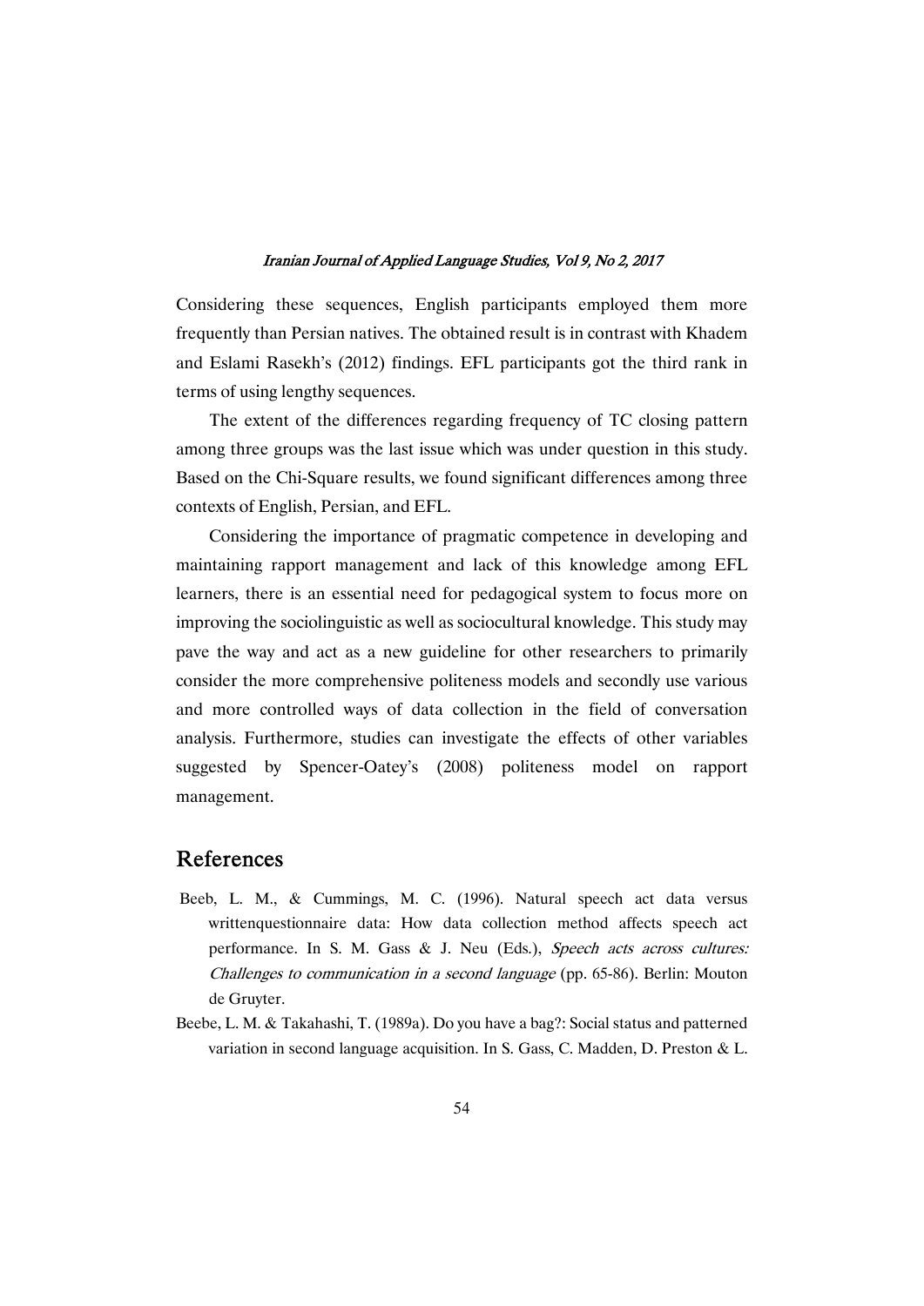Considering these sequences, English participants employed them more frequently than Persian natives. The obtained result is in contrast with Khadem and Eslami Rasekh's (2012) findings. EFL participants got the third rank in terms of using lengthy sequences.

The extent of the differences regarding frequency of TC closing pattern among three groups was the last issue which was under question in this study. Based on the Chi-Square results, we found significant differences among three contexts of English, Persian, and EFL.

Considering the importance of pragmatic competence in developing and maintaining rapport management and lack of this knowledge among EFL learners, there is an essential need for pedagogical system to focus more on improving the sociolinguistic as well as sociocultural knowledge. This study may pave the way and act as a new guideline for other researchers to primarily consider the more comprehensive politeness models and secondly use various and more controlled ways of data collection in the field of conversation analysis. Furthermore, studies can investigate the effects of other variables suggested by Spencer-Oatey's (2008) politeness model on rapport management.

## References

Beeb, L. M., & Cummings, M. C. (1996). Natural speech act data versus writtenquestionnaire data: How data collection method affects speech act performance. In S. M. Gass & J. Neu (Eds.), *Speech acts across cultures: Challenges to communication in a second language* (pp. 65-86). Berlin: Mouton de Gruyter.

Beebe, L. M. & Takahashi, T. (1989a). Do you have a bag?: Social status and patterned variation in second language acquisition. In S. Gass, C. Madden, D. Preston & L.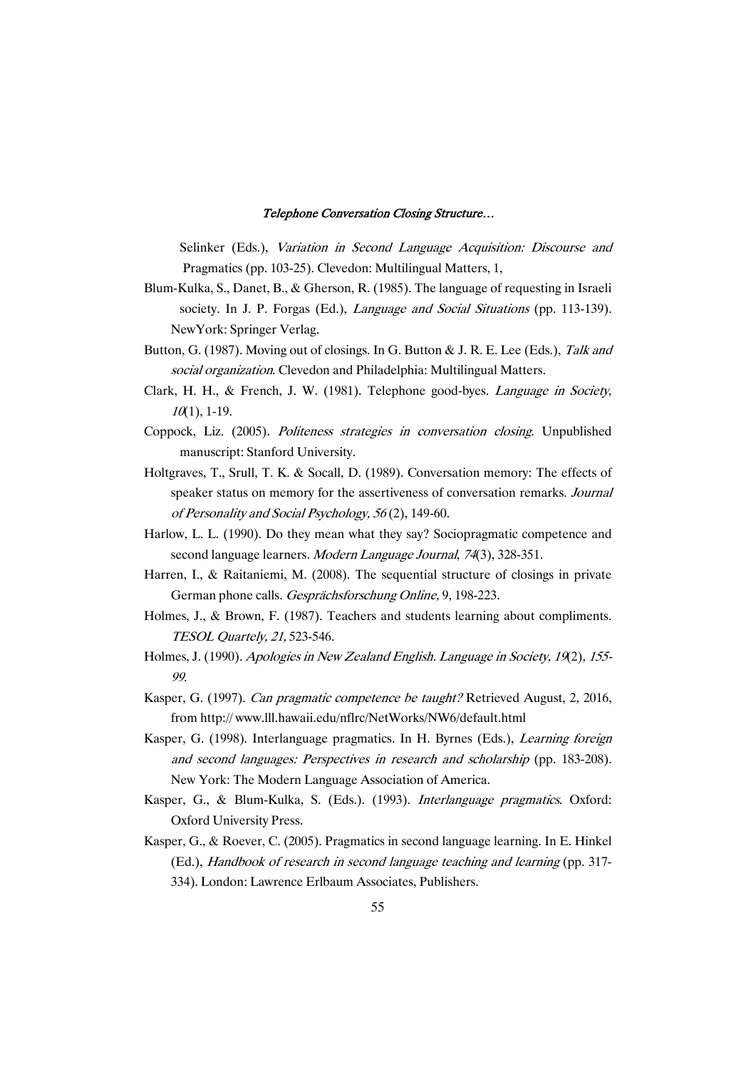Selinker (Eds.), *Variation in Second Language Acquisition: Discourse and* Pragmatics (pp. 103-25). Clevedon: Multilingual Matters, 1,

Blum-Kulka, S., Danet, B., & Gherson, R. (1985). The language of requesting in Israeli society. In J. P. Forgas (Ed.), *Language and Social Situations* (pp. 113-139). NewYork: Springer Verlag.

Button, G. (1987). Moving out of closings. In G. Button & J. R. E. Lee (Eds.), *Talk and social organization*. Clevedon and Philadelphia: Multilingual Matters.

Clark, H. H., & French, J. W. (1981). Telephone good-byes. *Language in Society*, *10*(1), 1-19.

Coppock, Liz. (2005). *Politeness strategies in conversation closing*. Unpublished manuscript: Stanford University.

Holtgraves, T., Srull, T. K. & Socall, D. (1989). Conversation memory: The effects of speaker status on memory for the assertiveness of conversation remarks. *Journal of Personality and Social Psychology, 56* (2), 149-60.

Harlow, L. L. (1990). Do they mean what they say? Sociopragmatic competence and second language learners. *Modern Language Journal, 74*(3), 328-351.

Harren, I., & Raitaniemi, M. (2008). The sequential structure of closings in private German phone calls. *Gesprächsforschung Online,* 9, 198-223.

Holmes, J., & Brown, F. (1987). Teachers and students learning about compliments. *TESOL Quartely, 21,* 523-546.

Holmes, J. (1990). *Apologies in New Zealand English. Language in Society, 19*(2)*, 155-99.*

Kasper, G. (1997). *Can pragmatic competence be taught?* Retrieved August, 2, 2016, from http:// www.lll.hawaii.edu/nflrc/NetWorks/NW6/default.html

Kasper, G. (1998). Interlanguage pragmatics. In H. Byrnes (Eds.), *Learning foreign and second languages: Perspectives in research and scholarship* (pp. 183-208). New York: The Modern Language Association of America.

Kasper, G., & Blum-Kulka, S. (Eds.). (1993). *Interlanguage pragmatics*. Oxford: Oxford University Press.

Kasper, G., & Roever, C. (2005). Pragmatics in second language learning. In E. Hinkel (Ed.), *Handbook of research in second language teaching and learning* (pp. 317-334). London: Lawrence Erlbaum Associates, Publishers.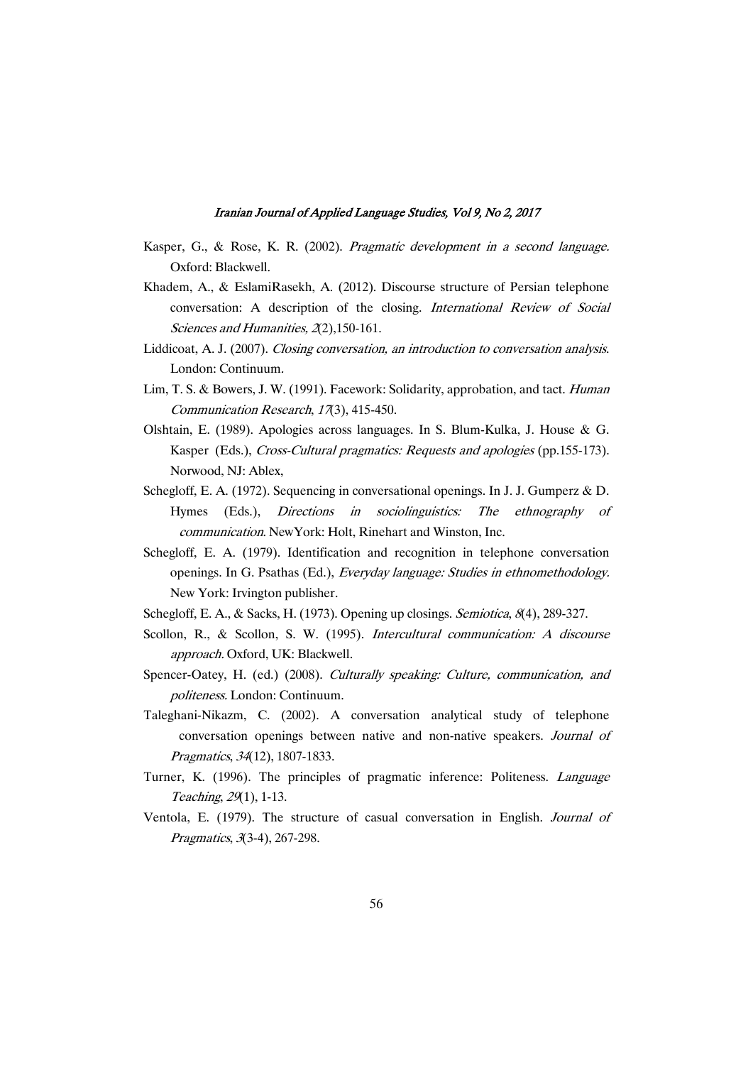Kasper, G., & Rose, K. R. (2002). *Pragmatic development in a second language.* Oxford: Blackwell.

Khadem, A., & EslamiRasekh, A. (2012). Discourse structure of Persian telephone conversation: A description of the closing. *International Review of Social Sciences and Humanities, 2*(2),150-161.

Liddicoat, A. J. (2007). *Closing conversation, an introduction to conversation analysis*. London: Continuum.

Lim, T. S. & Bowers, J. W. (1991). Facework: Solidarity, approbation, and tact. *Human Communication Research*, *17*(3), 415-450.

Olshtain, E. (1989). Apologies across languages. In S. Blum-Kulka, J. House & G. Kasper (Eds.), *Cross-Cultural pragmatics: Requests and apologies* (pp.155-173). Norwood, NJ: Ablex,

Schegloff, E. A. (1972). Sequencing in conversational openings. In J. J. Gumperz & D. Hymes (Eds.), *Directions in sociolinguistics: The ethnography of communication*. NewYork: Holt, Rinehart and Winston, Inc.

Schegloff, E. A. (1979). Identification and recognition in telephone conversation openings. In G. Psathas (Ed.), *Everyday language: Studies in ethnomethodology.* New York: Irvington publisher.

Schegloff, E. A., & Sacks, H. (1973). Opening up closings. *Semiotica*, *8*(4), 289-327.

Scollon, R., & Scollon, S. W. (1995). *Intercultural communication: A discourse approach.* Oxford, UK: Blackwell.

Spencer-Oatey, H. (ed.) (2008). *Culturally speaking: Culture, communication, and politeness.* London: Continuum.

Taleghani-Nikazm, C. (2002). A conversation analytical study of telephone conversation openings between native and non-native speakers. *Journal of Pragmatics*, *34*(12), 1807-1833.

Turner, K. (1996). The principles of pragmatic inference: Politeness. *Language Teaching*, *29*(1), 1-13.

Ventola, E. (1979). The structure of casual conversation in English. *Journal of Pragmatics*, *3*(3-4), 267-298.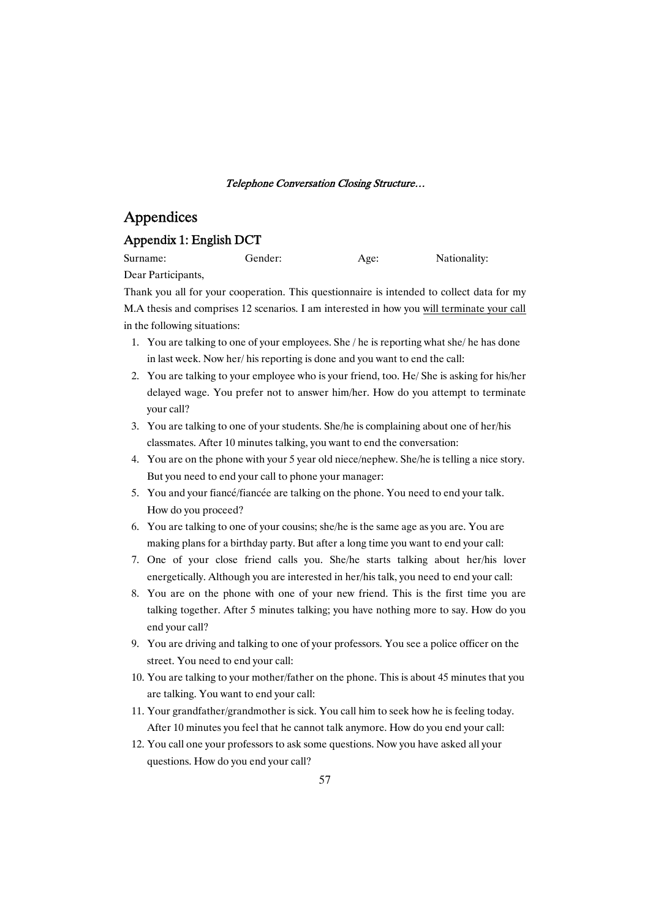# Appendices

## Appendix 1: English DCT

Surname: Gender: Age: Nationality:

Dear Participants,

Thank you all for your cooperation. This questionnaire is intended to collect data for my M.A thesis and comprises 12 scenarios. I am interested in how you will terminate your call in the following situations:

1. You are talking to one of your employees. She / he is reporting what she/ he has done in last week. Now her/ his reporting is done and you want to end the call:
2. You are talking to your employee who is your friend, too. He/ She is asking for his/her delayed wage. You prefer not to answer him/her. How do you attempt to terminate your call?
3. You are talking to one of your students. She/he is complaining about one of her/his classmates. After 10 minutes talking, you want to end the conversation:
4. You are on the phone with your 5 year old niece/nephew. She/he is telling a nice story. But you need to end your call to phone your manager:
5. You and your fiancé/fiancée are talking on the phone. You need to end your talk. How do you proceed?
6. You are talking to one of your cousins; she/he is the same age as you are. You are making plans for a birthday party. But after a long time you want to end your call:
7. One of your close friend calls you. She/he starts talking about her/his lover energetically. Although you are interested in her/his talk, you need to end your call:
8. You are on the phone with one of your new friend. This is the first time you are talking together. After 5 minutes talking; you have nothing more to say. How do you end your call?
9. You are driving and talking to one of your professors. You see a police officer on the street. You need to end your call:
10. You are talking to your mother/father on the phone. This is about 45 minutes that you are talking. You want to end your call:
11. Your grandfather/grandmother is sick. You call him to seek how he is feeling today. After 10 minutes you feel that he cannot talk anymore. How do you end your call:
12. You call one your professors to ask some questions. Now you have asked all your questions. How do you end your call?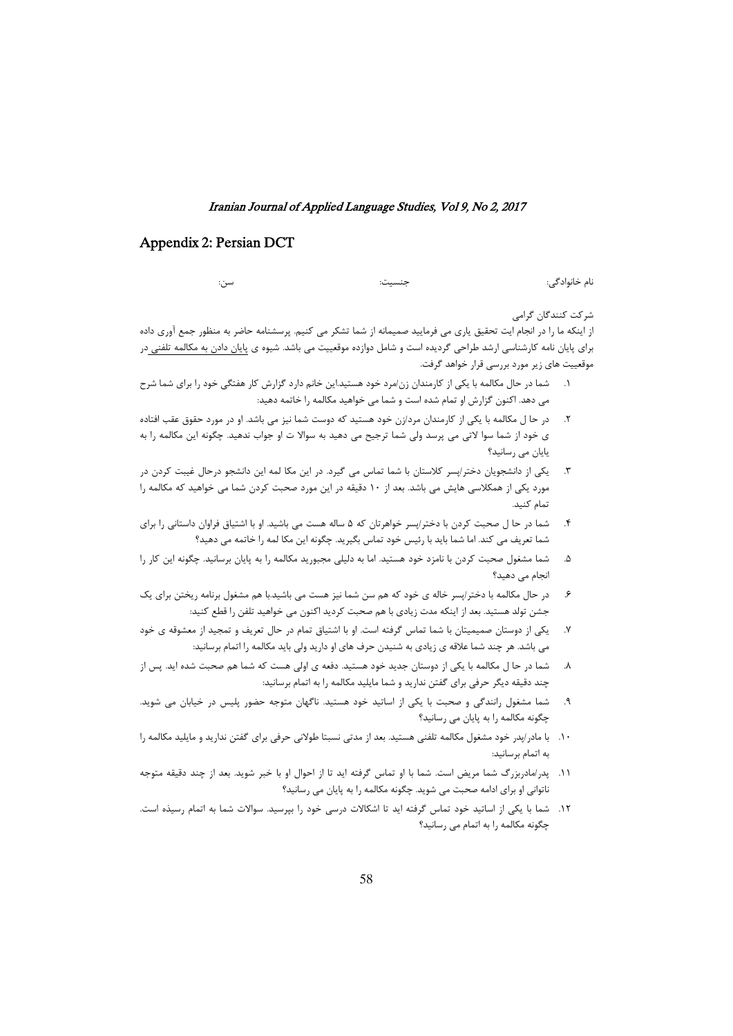## Appendix 2: Persian DCT

نام خانوادگی: جنسیت: سن:

شرکت کنندگان گرامی

از اینکه ما را در انجام ایت تحقیق یاری می فرمایید صمیمانه از شما تشکر می کنیم. پرسشنامه حاضر به منظور جمع آوری داده برای پایان نامه کارشناسی ارشد طراحی گردیده است و شامل دوازده موقعییت می باشد. شیوه ی پایان دادن به مکالمه تلفنی در موقعییت های زیر مورد بررسی قرار خواهد گرفت.

۱. شما در حال مکالمه با یکی از کارمندان زن/مرد خود هستید.این خانم اصرار دارد گزارش کار هفتگی خود را برای شما شرح می دهد. اکنون گزارش او تمام شده است و شما می خواهید مکالمه را خاتمه دهید:

۲. در حا ل مکالمه با یکی از کارمندان مرد/زن خود هستید که دوست شما نیز می باشد. او در مورد حقوق عقب افتاده ی خود از شما سوا لاتی می پرسد ولی شما ترجیح می دهید به سوالا ت او جواب ندهید. چگونه این مکالمه را به پایان می رسانید؟

۳. یکی از دانشجویان دختر/پسر کلاستان با شما تماس می گیرد. در این مکا لمه این دانشجو درحال غیبت کردن در مورد یکی از همکلاسی هایش می باشد. بعد از ۱۰ دقیقه در این مورد صحبت کردن شما می خواهید که مکالمه را تمام کنید.

۴. شما در حا ل صحبت کردن با دختر/پسر خواهرتان که ۵ ساله هست می باشید. او با اشتیاق فراوان داستانی را برای شما تعریف می کند. اما شما باید با رئیس خود تماس بگیرید. چگونه این مکا لمه را خاتمه می دهید؟

۵. شما مشغول صحبت کردن با نامزد خود هستید. اما به دلیلی مجبورید مکالمه را به پایان برسانید. چگونه این کار را انجام می دهید؟

۶. در حال مکالمه با دختر/پسر خاله ی خود که هم سن شما نیز هست می باشید.با هم مشغول برنامه ریختن برای یک جشن تولد هستید. بعد از اینکه مدت زیادی با هم صحبت کردید اکنون می خواهید تلفن را قطع کنید:

۷. یکی از دوستان صمیمیتان با شما تماس گرفته است. او با اشتیاق تمام در حال تعریف و تمجید از معشوقه ی خود می باشد. هر چند شما علاقه ی زیادی به شنیدن حرف های او دارید ولی باید مکالمه را اتمام برسانید:

۸. شما در حا ل مکالمه با یکی از دوستان جدید خود هستید. دفعه ی اولی هست که شما هم صحبت شده اید. پس از چند دقیقه دیگر حرفی برای گفتن ندارید و شما مایلید مکالمه را به اتمام برسانید:

۹. شما مشغول رانندگی و صحبت با یکی از اساتید خود هستید. ناگهان متوجه حضور پلیس در خیابان می شوید. چگونه مکالمه را به پایان می رسانید؟

۱۰. با مادر/پدر خود مشغول مکالمه تلفنی هستید. بعد از مدتی نسبتا طولانی حرفی برای گفتن ندارید و مایلید مکالمه را به اتمام برسانید:

۱۱. پدر/مادربزرگ شما مریض است. شما با او تماس گرفته اید تا از احوال او با خبر شوید. بعد از چند دقیقه متوجه ناتوانی او برای ادامه صحبت می شوید. چگونه مکالمه را به پایان می رسانید؟

۱۲. شما با یکی از اساتید خود تماس گرفته اید تا اشکالات درسی خود را بپرسید. سوالات شما به اتمام رسیذه است. چگونه مکالمه را به اتمام می رسانید؟